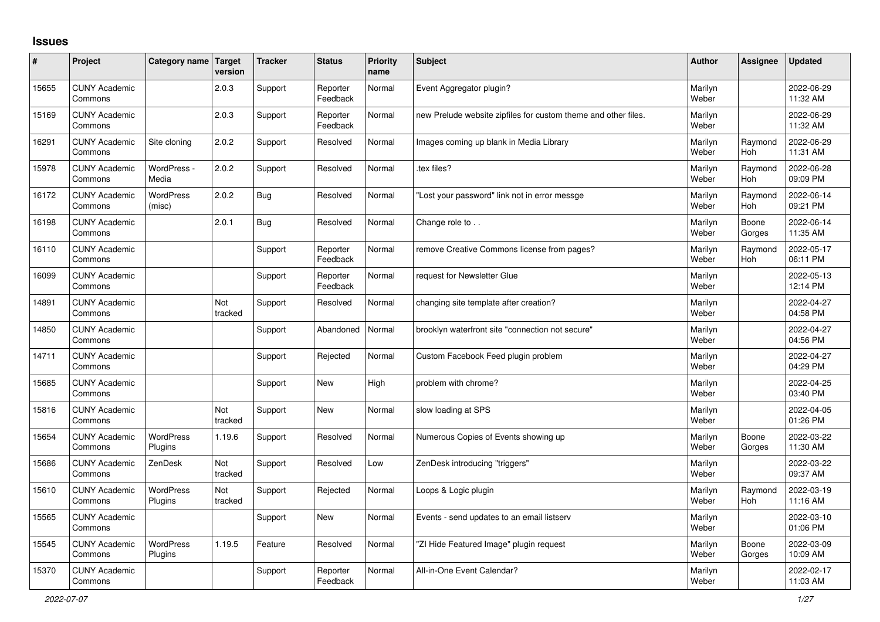# Issues

| # | Project | Category name | Target version | Tracker | Status | Priority name | Subject | Author | Assignee | Updated |
|---|---|---|---|---|---|---|---|---|---|---|
| 15655 | CUNY Academic Commons | | 2.0.3 | Support | Reporter Feedback | Normal | Event Aggregator plugin? | Marilyn Weber | | 2022-06-29 11:32 AM |
| 15169 | CUNY Academic Commons | | 2.0.3 | Support | Reporter Feedback | Normal | new Prelude website zipfiles for custom theme and other files. | Marilyn Weber | | 2022-06-29 11:32 AM |
| 16291 | CUNY Academic Commons | Site cloning | 2.0.2 | Support | Resolved | Normal | Images coming up blank in Media Library | Marilyn Weber | Raymond Hoh | 2022-06-29 11:31 AM |
| 15978 | CUNY Academic Commons | WordPress - Media | 2.0.2 | Support | Resolved | Normal | .tex files? | Marilyn Weber | Raymond Hoh | 2022-06-28 09:09 PM |
| 16172 | CUNY Academic Commons | WordPress (misc) | 2.0.2 | Bug | Resolved | Normal | "Lost your password" link not in error messge | Marilyn Weber | Raymond Hoh | 2022-06-14 09:21 PM |
| 16198 | CUNY Academic Commons | | 2.0.1 | Bug | Resolved | Normal | Change role to . . | Marilyn Weber | Boone Gorges | 2022-06-14 11:35 AM |
| 16110 | CUNY Academic Commons | | | Support | Reporter Feedback | Normal | remove Creative Commons license from pages? | Marilyn Weber | Raymond Hoh | 2022-05-17 06:11 PM |
| 16099 | CUNY Academic Commons | | | Support | Reporter Feedback | Normal | request for Newsletter Glue | Marilyn Weber | | 2022-05-13 12:14 PM |
| 14891 | CUNY Academic Commons | | Not tracked | Support | Resolved | Normal | changing site template after creation? | Marilyn Weber | | 2022-04-27 04:58 PM |
| 14850 | CUNY Academic Commons | | | Support | Abandoned | Normal | brooklyn waterfront site "connection not secure" | Marilyn Weber | | 2022-04-27 04:56 PM |
| 14711 | CUNY Academic Commons | | | Support | Rejected | Normal | Custom Facebook Feed plugin problem | Marilyn Weber | | 2022-04-27 04:29 PM |
| 15685 | CUNY Academic Commons | | | Support | New | High | problem with chrome? | Marilyn Weber | | 2022-04-25 03:40 PM |
| 15816 | CUNY Academic Commons | | Not tracked | Support | New | Normal | slow loading at SPS | Marilyn Weber | | 2022-04-05 01:26 PM |
| 15654 | CUNY Academic Commons | WordPress Plugins | 1.19.6 | Support | Resolved | Normal | Numerous Copies of Events showing up | Marilyn Weber | Boone Gorges | 2022-03-22 11:30 AM |
| 15686 | CUNY Academic Commons | ZenDesk | Not tracked | Support | Resolved | Low | ZenDesk introducing "triggers" | Marilyn Weber | | 2022-03-22 09:37 AM |
| 15610 | CUNY Academic Commons | WordPress Plugins | Not tracked | Support | Rejected | Normal | Loops & Logic plugin | Marilyn Weber | Raymond Hoh | 2022-03-19 11:16 AM |
| 15565 | CUNY Academic Commons | | | Support | New | Normal | Events - send updates to an email listserv | Marilyn Weber | | 2022-03-10 01:06 PM |
| 15545 | CUNY Academic Commons | WordPress Plugins | 1.19.5 | Feature | Resolved | Normal | "ZI Hide Featured Image" plugin request | Marilyn Weber | Boone Gorges | 2022-03-09 10:09 AM |
| 15370 | CUNY Academic Commons | | | Support | Reporter Feedback | Normal | All-in-One Event Calendar? | Marilyn Weber | | 2022-02-17 11:03 AM |

*2022-07-07*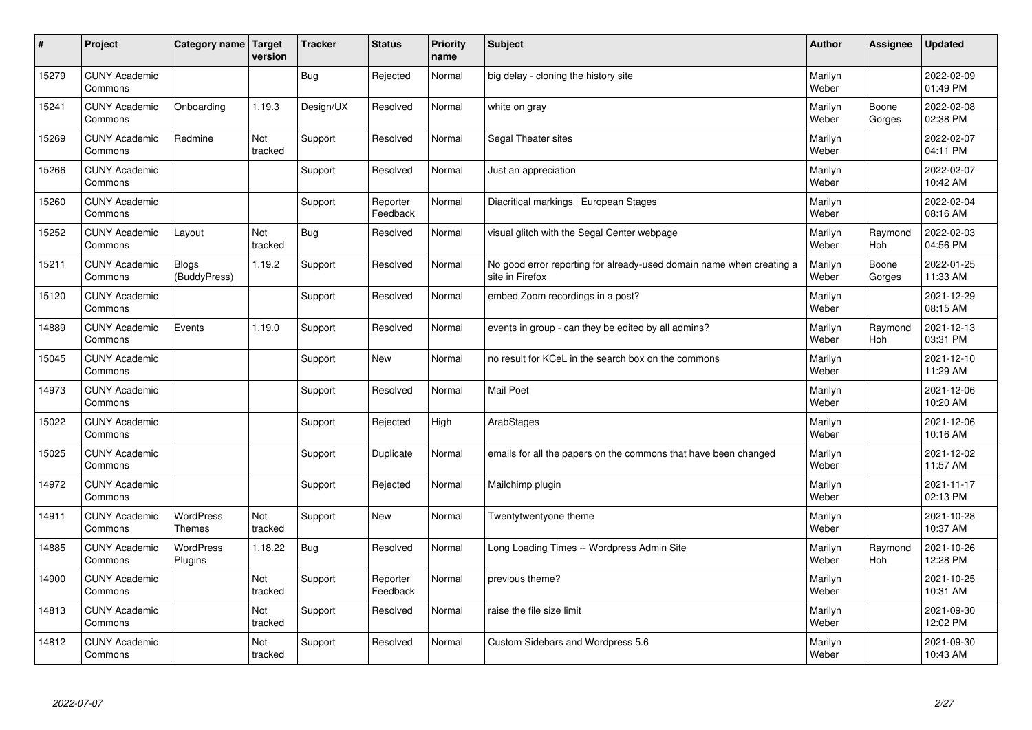| # | Project | Category name | Target version | Tracker | Status | Priority name | Subject | Author | Assignee | Updated |
|---|---|---|---|---|---|---|---|---|---|---|
| 15279 | CUNY Academic Commons | | | Bug | Rejected | Normal | big delay - cloning the history site | Marilyn Weber | | 2022-02-09 01:49 PM |
| 15241 | CUNY Academic Commons | Onboarding | 1.19.3 | Design/UX | Resolved | Normal | white on gray | Marilyn Weber | Boone Gorges | 2022-02-08 02:38 PM |
| 15269 | CUNY Academic Commons | Redmine | Not tracked | Support | Resolved | Normal | Segal Theater sites | Marilyn Weber | | 2022-02-07 04:11 PM |
| 15266 | CUNY Academic Commons | | | Support | Resolved | Normal | Just an appreciation | Marilyn Weber | | 2022-02-07 10:42 AM |
| 15260 | CUNY Academic Commons | | | Support | Reporter Feedback | Normal | Diacritical markings \| European Stages | Marilyn Weber | | 2022-02-04 08:16 AM |
| 15252 | CUNY Academic Commons | Layout | Not tracked | Bug | Resolved | Normal | visual glitch with the Segal Center webpage | Marilyn Weber | Raymond Hoh | 2022-02-03 04:56 PM |
| 15211 | CUNY Academic Commons | Blogs (BuddyPress) | 1.19.2 | Support | Resolved | Normal | No good error reporting for already-used domain name when creating a site in Firefox | Marilyn Weber | Boone Gorges | 2022-01-25 11:33 AM |
| 15120 | CUNY Academic Commons | | | Support | Resolved | Normal | embed Zoom recordings in a post? | Marilyn Weber | | 2021-12-29 08:15 AM |
| 14889 | CUNY Academic Commons | Events | 1.19.0 | Support | Resolved | Normal | events in group - can they be edited by all admins? | Marilyn Weber | Raymond Hoh | 2021-12-13 03:31 PM |
| 15045 | CUNY Academic Commons | | | Support | New | Normal | no result for KCeL in the search box on the commons | Marilyn Weber | | 2021-12-10 11:29 AM |
| 14973 | CUNY Academic Commons | | | Support | Resolved | Normal | Mail Poet | Marilyn Weber | | 2021-12-06 10:20 AM |
| 15022 | CUNY Academic Commons | | | Support | Rejected | High | ArabStages | Marilyn Weber | | 2021-12-06 10:16 AM |
| 15025 | CUNY Academic Commons | | | Support | Duplicate | Normal | emails for all the papers on the commons that have been changed | Marilyn Weber | | 2021-12-02 11:57 AM |
| 14972 | CUNY Academic Commons | | | Support | Rejected | Normal | Mailchimp plugin | Marilyn Weber | | 2021-11-17 02:13 PM |
| 14911 | CUNY Academic Commons | WordPress Themes | Not tracked | Support | New | Normal | Twentytwentyone theme | Marilyn Weber | | 2021-10-28 10:37 AM |
| 14885 | CUNY Academic Commons | WordPress Plugins | 1.18.22 | Bug | Resolved | Normal | Long Loading Times -- Wordpress Admin Site | Marilyn Weber | Raymond Hoh | 2021-10-26 12:28 PM |
| 14900 | CUNY Academic Commons | | Not tracked | Support | Reporter Feedback | Normal | previous theme? | Marilyn Weber | | 2021-10-25 10:31 AM |
| 14813 | CUNY Academic Commons | | Not tracked | Support | Resolved | Normal | raise the file size limit | Marilyn Weber | | 2021-09-30 12:02 PM |
| 14812 | CUNY Academic Commons | | Not tracked | Support | Resolved | Normal | Custom Sidebars and Wordpress 5.6 | Marilyn Weber | | 2021-09-30 10:43 AM |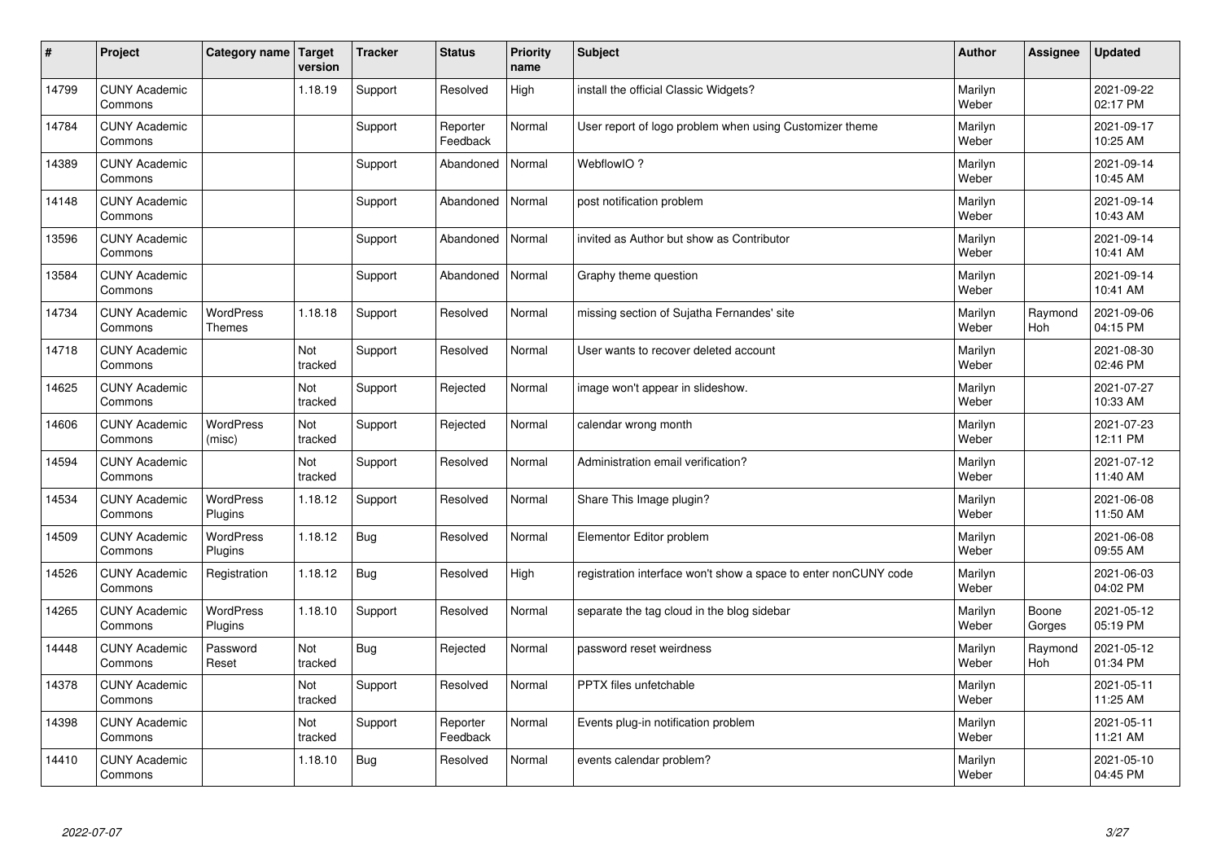| # | Project | Category name | Target version | Tracker | Status | Priority name | Subject | Author | Assignee | Updated |
|---|---|---|---|---|---|---|---|---|---|---|
| 14799 | CUNY Academic Commons | | 1.18.19 | Support | Resolved | High | install the official Classic Widgets? | Marilyn Weber | | 2021-09-22 02:17 PM |
| 14784 | CUNY Academic Commons | | | Support | Reporter Feedback | Normal | User report of logo problem when using Customizer theme | Marilyn Weber | | 2021-09-17 10:25 AM |
| 14389 | CUNY Academic Commons | | | Support | Abandoned | Normal | WebflowIO ? | Marilyn Weber | | 2021-09-14 10:45 AM |
| 14148 | CUNY Academic Commons | | | Support | Abandoned | Normal | post notification problem | Marilyn Weber | | 2021-09-14 10:43 AM |
| 13596 | CUNY Academic Commons | | | Support | Abandoned | Normal | invited as Author but show as Contributor | Marilyn Weber | | 2021-09-14 10:41 AM |
| 13584 | CUNY Academic Commons | | | Support | Abandoned | Normal | Graphy theme question | Marilyn Weber | | 2021-09-14 10:41 AM |
| 14734 | CUNY Academic Commons | WordPress Themes | 1.18.18 | Support | Resolved | Normal | missing section of Sujatha Fernandes' site | Marilyn Weber | Raymond Hoh | 2021-09-06 04:15 PM |
| 14718 | CUNY Academic Commons | | Not tracked | Support | Resolved | Normal | User wants to recover deleted account | Marilyn Weber | | 2021-08-30 02:46 PM |
| 14625 | CUNY Academic Commons | | Not tracked | Support | Rejected | Normal | image won't appear in slideshow. | Marilyn Weber | | 2021-07-27 10:33 AM |
| 14606 | CUNY Academic Commons | WordPress (misc) | Not tracked | Support | Rejected | Normal | calendar wrong month | Marilyn Weber | | 2021-07-23 12:11 PM |
| 14594 | CUNY Academic Commons | | Not tracked | Support | Resolved | Normal | Administration email verification? | Marilyn Weber | | 2021-07-12 11:40 AM |
| 14534 | CUNY Academic Commons | WordPress Plugins | 1.18.12 | Support | Resolved | Normal | Share This Image plugin? | Marilyn Weber | | 2021-06-08 11:50 AM |
| 14509 | CUNY Academic Commons | WordPress Plugins | 1.18.12 | Bug | Resolved | Normal | Elementor Editor problem | Marilyn Weber | | 2021-06-08 09:55 AM |
| 14526 | CUNY Academic Commons | Registration | 1.18.12 | Bug | Resolved | High | registration interface won't show a space to enter nonCUNY code | Marilyn Weber | | 2021-06-03 04:02 PM |
| 14265 | CUNY Academic Commons | WordPress Plugins | 1.18.10 | Support | Resolved | Normal | separate the tag cloud in the blog sidebar | Marilyn Weber | Boone Gorges | 2021-05-12 05:19 PM |
| 14448 | CUNY Academic Commons | Password Reset | Not tracked | Bug | Rejected | Normal | password reset weirdness | Marilyn Weber | Raymond Hoh | 2021-05-12 01:34 PM |
| 14378 | CUNY Academic Commons | | Not tracked | Support | Resolved | Normal | PPTX files unfetchable | Marilyn Weber | | 2021-05-11 11:25 AM |
| 14398 | CUNY Academic Commons | | Not tracked | Support | Reporter Feedback | Normal | Events plug-in notification problem | Marilyn Weber | | 2021-05-11 11:21 AM |
| 14410 | CUNY Academic Commons | | 1.18.10 | Bug | Resolved | Normal | events calendar problem? | Marilyn Weber | | 2021-05-10 04:45 PM |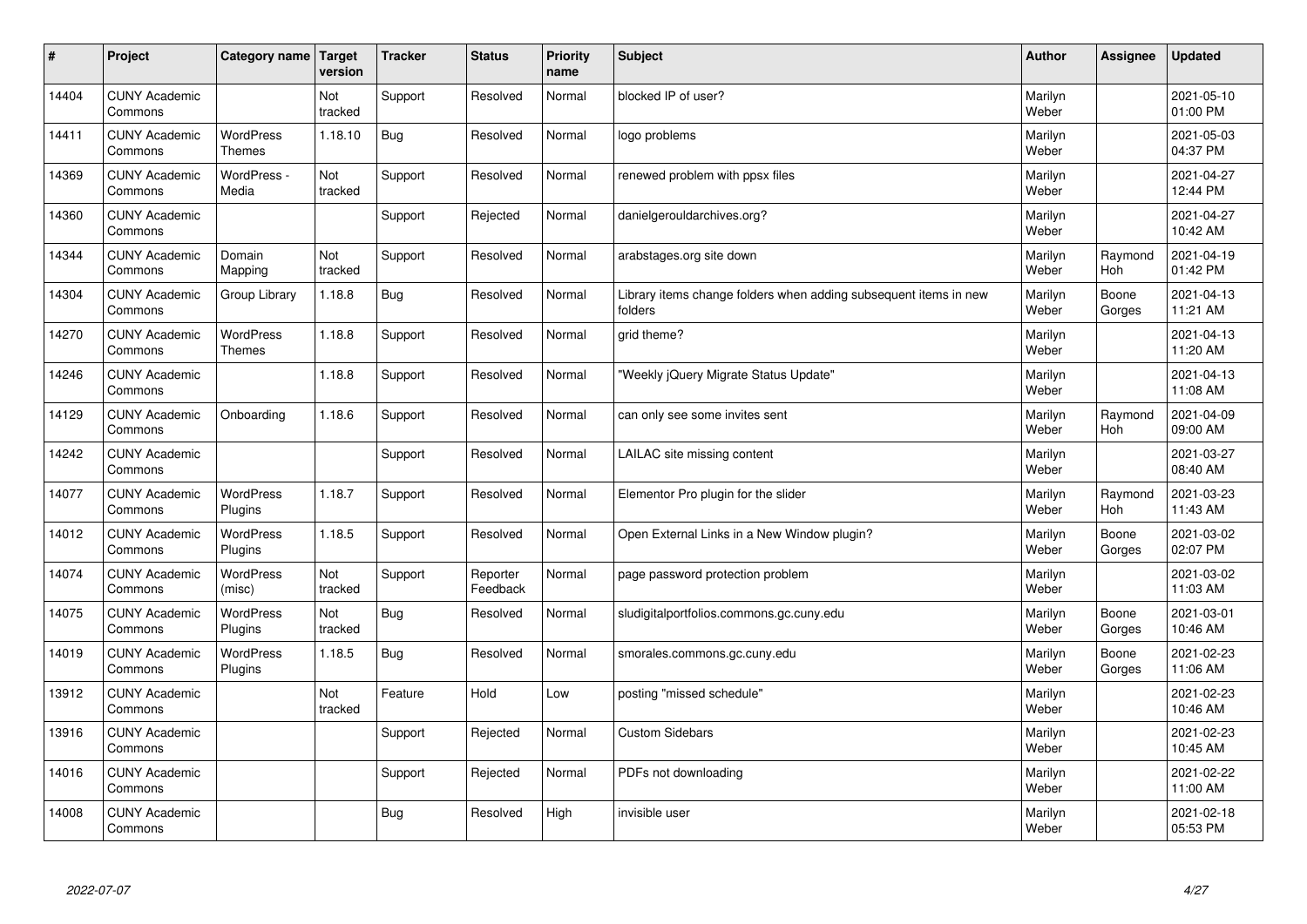| # | Project | Category name | Target version | Tracker | Status | Priority name | Subject | Author | Assignee | Updated |
|---|---|---|---|---|---|---|---|---|---|---|
| 14404 | CUNY Academic Commons | | Not tracked | Support | Resolved | Normal | blocked IP of user? | Marilyn Weber | | 2021-05-10 01:00 PM |
| 14411 | CUNY Academic Commons | WordPress Themes | 1.18.10 | Bug | Resolved | Normal | logo problems | Marilyn Weber | | 2021-05-03 04:37 PM |
| 14369 | CUNY Academic Commons | WordPress - Media | Not tracked | Support | Resolved | Normal | renewed problem with ppsx files | Marilyn Weber | | 2021-04-27 12:44 PM |
| 14360 | CUNY Academic Commons | | | Support | Rejected | Normal | danielgerouldarchives.org? | Marilyn Weber | | 2021-04-27 10:42 AM |
| 14344 | CUNY Academic Commons | Domain Mapping | Not tracked | Support | Resolved | Normal | arabstages.org site down | Marilyn Weber | Raymond Hoh | 2021-04-19 01:42 PM |
| 14304 | CUNY Academic Commons | Group Library | 1.18.8 | Bug | Resolved | Normal | Library items change folders when adding subsequent items in new folders | Marilyn Weber | Boone Gorges | 2021-04-13 11:21 AM |
| 14270 | CUNY Academic Commons | WordPress Themes | 1.18.8 | Support | Resolved | Normal | grid theme? | Marilyn Weber | | 2021-04-13 11:20 AM |
| 14246 | CUNY Academic Commons | | 1.18.8 | Support | Resolved | Normal | "Weekly jQuery Migrate Status Update" | Marilyn Weber | | 2021-04-13 11:08 AM |
| 14129 | CUNY Academic Commons | Onboarding | 1.18.6 | Support | Resolved | Normal | can only see some invites sent | Marilyn Weber | Raymond Hoh | 2021-04-09 09:00 AM |
| 14242 | CUNY Academic Commons | | | Support | Resolved | Normal | LAILAC site missing content | Marilyn Weber | | 2021-03-27 08:40 AM |
| 14077 | CUNY Academic Commons | WordPress Plugins | 1.18.7 | Support | Resolved | Normal | Elementor Pro plugin for the slider | Marilyn Weber | Raymond Hoh | 2021-03-23 11:43 AM |
| 14012 | CUNY Academic Commons | WordPress Plugins | 1.18.5 | Support | Resolved | Normal | Open External Links in a New Window plugin? | Marilyn Weber | Boone Gorges | 2021-03-02 02:07 PM |
| 14074 | CUNY Academic Commons | WordPress (misc) | Not tracked | Support | Reporter Feedback | Normal | page password protection problem | Marilyn Weber | | 2021-03-02 11:03 AM |
| 14075 | CUNY Academic Commons | WordPress Plugins | Not tracked | Bug | Resolved | Normal | sludigitalportfolios.commons.gc.cuny.edu | Marilyn Weber | Boone Gorges | 2021-03-01 10:46 AM |
| 14019 | CUNY Academic Commons | WordPress Plugins | 1.18.5 | Bug | Resolved | Normal | smorales.commons.gc.cuny.edu | Marilyn Weber | Boone Gorges | 2021-02-23 11:06 AM |
| 13912 | CUNY Academic Commons | | Not tracked | Feature | Hold | Low | posting "missed schedule" | Marilyn Weber | | 2021-02-23 10:46 AM |
| 13916 | CUNY Academic Commons | | | Support | Rejected | Normal | Custom Sidebars | Marilyn Weber | | 2021-02-23 10:45 AM |
| 14016 | CUNY Academic Commons | | | Support | Rejected | Normal | PDFs not downloading | Marilyn Weber | | 2021-02-22 11:00 AM |
| 14008 | CUNY Academic Commons | | | Bug | Resolved | High | invisible user | Marilyn Weber | | 2021-02-18 05:53 PM |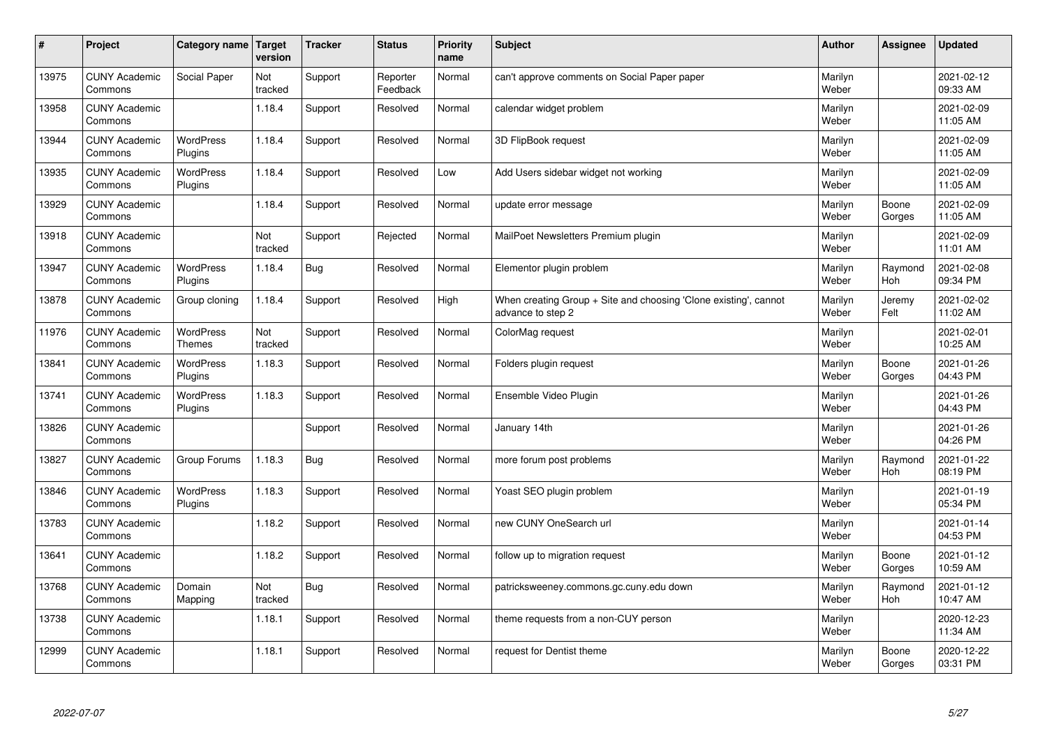| # | Project | Category name | Target version | Tracker | Status | Priority name | Subject | Author | Assignee | Updated |
|---|---|---|---|---|---|---|---|---|---|---|
| 13975 | CUNY Academic Commons | Social Paper | Not tracked | Support | Reporter Feedback | Normal | can't approve comments on Social Paper paper | Marilyn Weber | | 2021-02-12 09:33 AM |
| 13958 | CUNY Academic Commons | | 1.18.4 | Support | Resolved | Normal | calendar widget problem | Marilyn Weber | | 2021-02-09 11:05 AM |
| 13944 | CUNY Academic Commons | WordPress Plugins | 1.18.4 | Support | Resolved | Normal | 3D FlipBook request | Marilyn Weber | | 2021-02-09 11:05 AM |
| 13935 | CUNY Academic Commons | WordPress Plugins | 1.18.4 | Support | Resolved | Low | Add Users sidebar widget not working | Marilyn Weber | | 2021-02-09 11:05 AM |
| 13929 | CUNY Academic Commons | | 1.18.4 | Support | Resolved | Normal | update error message | Marilyn Weber | Boone Gorges | 2021-02-09 11:05 AM |
| 13918 | CUNY Academic Commons | | Not tracked | Support | Rejected | Normal | MailPoet Newsletters Premium plugin | Marilyn Weber | | 2021-02-09 11:01 AM |
| 13947 | CUNY Academic Commons | WordPress Plugins | 1.18.4 | Bug | Resolved | Normal | Elementor plugin problem | Marilyn Weber | Raymond Hoh | 2021-02-08 09:34 PM |
| 13878 | CUNY Academic Commons | Group cloning | 1.18.4 | Support | Resolved | High | When creating Group + Site and choosing 'Clone existing', cannot advance to step 2 | Marilyn Weber | Jeremy Felt | 2021-02-02 11:02 AM |
| 11976 | CUNY Academic Commons | WordPress Themes | Not tracked | Support | Resolved | Normal | ColorMag request | Marilyn Weber | | 2021-02-01 10:25 AM |
| 13841 | CUNY Academic Commons | WordPress Plugins | 1.18.3 | Support | Resolved | Normal | Folders plugin request | Marilyn Weber | Boone Gorges | 2021-01-26 04:43 PM |
| 13741 | CUNY Academic Commons | WordPress Plugins | 1.18.3 | Support | Resolved | Normal | Ensemble Video Plugin | Marilyn Weber | | 2021-01-26 04:43 PM |
| 13826 | CUNY Academic Commons | | | Support | Resolved | Normal | January 14th | Marilyn Weber | | 2021-01-26 04:26 PM |
| 13827 | CUNY Academic Commons | Group Forums | 1.18.3 | Bug | Resolved | Normal | more forum post problems | Marilyn Weber | Raymond Hoh | 2021-01-22 08:19 PM |
| 13846 | CUNY Academic Commons | WordPress Plugins | 1.18.3 | Support | Resolved | Normal | Yoast SEO plugin problem | Marilyn Weber | | 2021-01-19 05:34 PM |
| 13783 | CUNY Academic Commons | | 1.18.2 | Support | Resolved | Normal | new CUNY OneSearch url | Marilyn Weber | | 2021-01-14 04:53 PM |
| 13641 | CUNY Academic Commons | | 1.18.2 | Support | Resolved | Normal | follow up to migration request | Marilyn Weber | Boone Gorges | 2021-01-12 10:59 AM |
| 13768 | CUNY Academic Commons | Domain Mapping | Not tracked | Bug | Resolved | Normal | patricksweeney.commons.gc.cuny.edu down | Marilyn Weber | Raymond Hoh | 2021-01-12 10:47 AM |
| 13738 | CUNY Academic Commons | | 1.18.1 | Support | Resolved | Normal | theme requests from a non-CUY person | Marilyn Weber | | 2020-12-23 11:34 AM |
| 12999 | CUNY Academic Commons | | 1.18.1 | Support | Resolved | Normal | request for Dentist theme | Marilyn Weber | Boone Gorges | 2020-12-22 03:31 PM |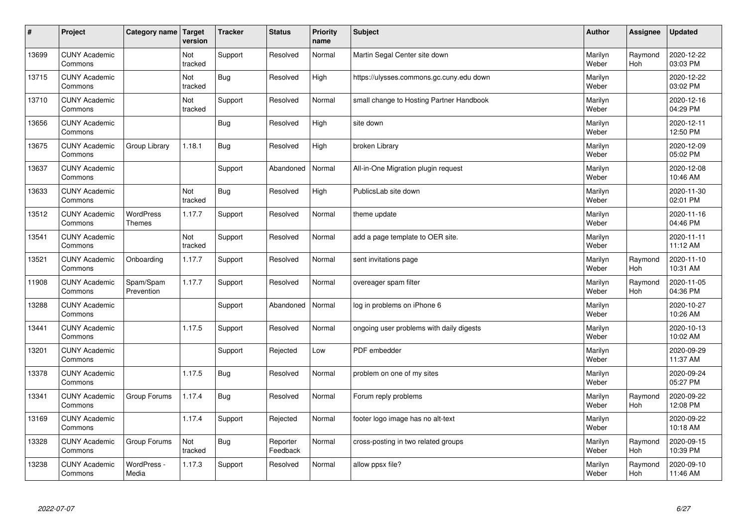| # | Project | Category name | Target version | Tracker | Status | Priority name | Subject | Author | Assignee | Updated |
|---|---|---|---|---|---|---|---|---|---|---|
| 13699 | CUNY Academic Commons | | Not tracked | Support | Resolved | Normal | Martin Segal Center site down | Marilyn Weber | Raymond Hoh | 2020-12-22 03:03 PM |
| 13715 | CUNY Academic Commons | | Not tracked | Bug | Resolved | High | https://ulysses.commons.gc.cuny.edu down | Marilyn Weber | | 2020-12-22 03:02 PM |
| 13710 | CUNY Academic Commons | | Not tracked | Support | Resolved | Normal | small change to Hosting Partner Handbook | Marilyn Weber | | 2020-12-16 04:29 PM |
| 13656 | CUNY Academic Commons | | | Bug | Resolved | High | site down | Marilyn Weber | | 2020-12-11 12:50 PM |
| 13675 | CUNY Academic Commons | Group Library | 1.18.1 | Bug | Resolved | High | broken Library | Marilyn Weber | | 2020-12-09 05:02 PM |
| 13637 | CUNY Academic Commons | | | Support | Abandoned | Normal | All-in-One Migration plugin request | Marilyn Weber | | 2020-12-08 10:46 AM |
| 13633 | CUNY Academic Commons | | Not tracked | Bug | Resolved | High | PublicsLab site down | Marilyn Weber | | 2020-11-30 02:01 PM |
| 13512 | CUNY Academic Commons | WordPress Themes | 1.17.7 | Support | Resolved | Normal | theme update | Marilyn Weber | | 2020-11-16 04:46 PM |
| 13541 | CUNY Academic Commons | | Not tracked | Support | Resolved | Normal | add a page template to OER site. | Marilyn Weber | | 2020-11-11 11:12 AM |
| 13521 | CUNY Academic Commons | Onboarding | 1.17.7 | Support | Resolved | Normal | sent invitations page | Marilyn Weber | Raymond Hoh | 2020-11-10 10:31 AM |
| 11908 | CUNY Academic Commons | Spam/Spam Prevention | 1.17.7 | Support | Resolved | Normal | overeager spam filter | Marilyn Weber | Raymond Hoh | 2020-11-05 04:36 PM |
| 13288 | CUNY Academic Commons | | | Support | Abandoned | Normal | log in problems on iPhone 6 | Marilyn Weber | | 2020-10-27 10:26 AM |
| 13441 | CUNY Academic Commons | | 1.17.5 | Support | Resolved | Normal | ongoing user problems with daily digests | Marilyn Weber | | 2020-10-13 10:02 AM |
| 13201 | CUNY Academic Commons | | | Support | Rejected | Low | PDF embedder | Marilyn Weber | | 2020-09-29 11:37 AM |
| 13378 | CUNY Academic Commons | | 1.17.5 | Bug | Resolved | Normal | problem on one of my sites | Marilyn Weber | | 2020-09-24 05:27 PM |
| 13341 | CUNY Academic Commons | Group Forums | 1.17.4 | Bug | Resolved | Normal | Forum reply problems | Marilyn Weber | Raymond Hoh | 2020-09-22 12:08 PM |
| 13169 | CUNY Academic Commons | | 1.17.4 | Support | Rejected | Normal | footer logo image has no alt-text | Marilyn Weber | | 2020-09-22 10:18 AM |
| 13328 | CUNY Academic Commons | Group Forums | Not tracked | Bug | Reporter Feedback | Normal | cross-posting in two related groups | Marilyn Weber | Raymond Hoh | 2020-09-15 10:39 PM |
| 13238 | CUNY Academic Commons | WordPress - Media | 1.17.3 | Support | Resolved | Normal | allow ppsx file? | Marilyn Weber | Raymond Hoh | 2020-09-10 11:46 AM |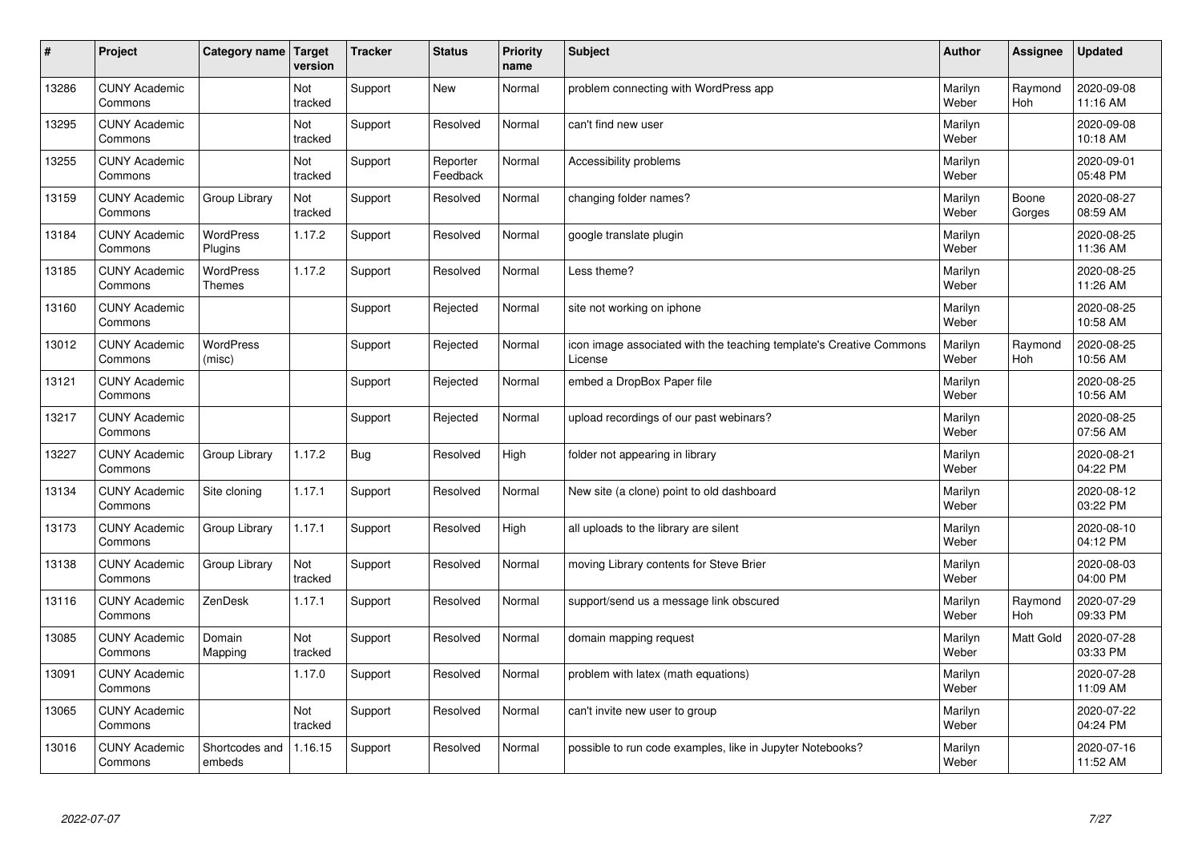| # | Project | Category name | Target version | Tracker | Status | Priority name | Subject | Author | Assignee | Updated |
|---|---|---|---|---|---|---|---|---|---|---|
| 13286 | CUNY Academic Commons | | Not tracked | Support | New | Normal | problem connecting with WordPress app | Marilyn Weber | Raymond Hoh | 2020-09-08 11:16 AM |
| 13295 | CUNY Academic Commons | | Not tracked | Support | Resolved | Normal | can't find new user | Marilyn Weber | | 2020-09-08 10:18 AM |
| 13255 | CUNY Academic Commons | | Not tracked | Support | Reporter Feedback | Normal | Accessibility problems | Marilyn Weber | | 2020-09-01 05:48 PM |
| 13159 | CUNY Academic Commons | Group Library | Not tracked | Support | Resolved | Normal | changing folder names? | Marilyn Weber | Boone Gorges | 2020-08-27 08:59 AM |
| 13184 | CUNY Academic Commons | WordPress Plugins | 1.17.2 | Support | Resolved | Normal | google translate plugin | Marilyn Weber | | 2020-08-25 11:36 AM |
| 13185 | CUNY Academic Commons | WordPress Themes | 1.17.2 | Support | Resolved | Normal | Less theme? | Marilyn Weber | | 2020-08-25 11:26 AM |
| 13160 | CUNY Academic Commons | | | Support | Rejected | Normal | site not working on iphone | Marilyn Weber | | 2020-08-25 10:58 AM |
| 13012 | CUNY Academic Commons | WordPress (misc) | | Support | Rejected | Normal | icon image associated with the teaching template's Creative Commons License | Marilyn Weber | Raymond Hoh | 2020-08-25 10:56 AM |
| 13121 | CUNY Academic Commons | | | Support | Rejected | Normal | embed a DropBox Paper file | Marilyn Weber | | 2020-08-25 10:56 AM |
| 13217 | CUNY Academic Commons | | | Support | Rejected | Normal | upload recordings of our past webinars? | Marilyn Weber | | 2020-08-25 07:56 AM |
| 13227 | CUNY Academic Commons | Group Library | 1.17.2 | Bug | Resolved | High | folder not appearing in library | Marilyn Weber | | 2020-08-21 04:22 PM |
| 13134 | CUNY Academic Commons | Site cloning | 1.17.1 | Support | Resolved | Normal | New site (a clone) point to old dashboard | Marilyn Weber | | 2020-08-12 03:22 PM |
| 13173 | CUNY Academic Commons | Group Library | 1.17.1 | Support | Resolved | High | all uploads to the library are silent | Marilyn Weber | | 2020-08-10 04:12 PM |
| 13138 | CUNY Academic Commons | Group Library | Not tracked | Support | Resolved | Normal | moving Library contents for Steve Brier | Marilyn Weber | | 2020-08-03 04:00 PM |
| 13116 | CUNY Academic Commons | ZenDesk | 1.17.1 | Support | Resolved | Normal | support/send us a message link obscured | Marilyn Weber | Raymond Hoh | 2020-07-29 09:33 PM |
| 13085 | CUNY Academic Commons | Domain Mapping | Not tracked | Support | Resolved | Normal | domain mapping request | Marilyn Weber | Matt Gold | 2020-07-28 03:33 PM |
| 13091 | CUNY Academic Commons | | 1.17.0 | Support | Resolved | Normal | problem with latex (math equations) | Marilyn Weber | | 2020-07-28 11:09 AM |
| 13065 | CUNY Academic Commons | | Not tracked | Support | Resolved | Normal | can't invite new user to group | Marilyn Weber | | 2020-07-22 04:24 PM |
| 13016 | CUNY Academic Commons | Shortcodes and embeds | 1.16.15 | Support | Resolved | Normal | possible to run code examples, like in Jupyter Notebooks? | Marilyn Weber | | 2020-07-16 11:52 AM |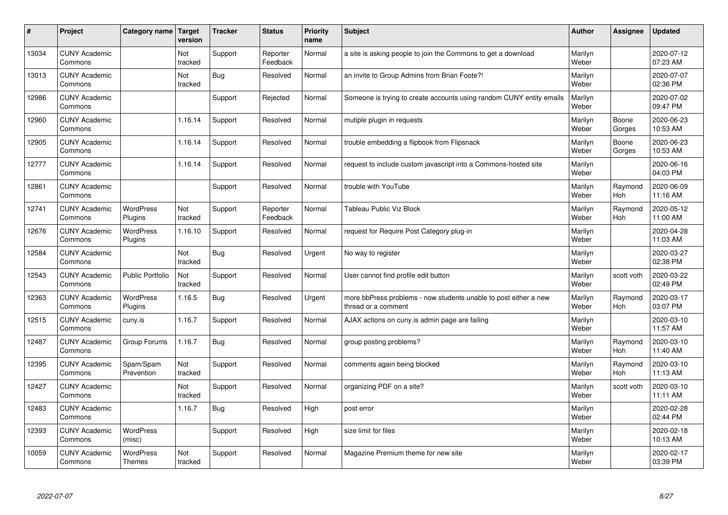| # | Project | Category name | Target version | Tracker | Status | Priority name | Subject | Author | Assignee | Updated |
|---|---|---|---|---|---|---|---|---|---|---|
| 13034 | CUNY Academic Commons | | Not tracked | Support | Reporter Feedback | Normal | a site is asking people to join the Commons to get a download | Marilyn Weber | | 2020-07-12 07:23 AM |
| 13013 | CUNY Academic Commons | | Not tracked | Bug | Resolved | Normal | an invite to Group Admins from Brian Foote?! | Marilyn Weber | | 2020-07-07 02:36 PM |
| 12986 | CUNY Academic Commons | | | Support | Rejected | Normal | Someone is trying to create accounts using random CUNY entity emails | Marilyn Weber | | 2020-07-02 09:47 PM |
| 12960 | CUNY Academic Commons | | 1.16.14 | Support | Resolved | Normal | mutiple plugin in requests | Marilyn Weber | Boone Gorges | 2020-06-23 10:53 AM |
| 12905 | CUNY Academic Commons | | 1.16.14 | Support | Resolved | Normal | trouble embedding a flipbook from Flipsnack | Marilyn Weber | Boone Gorges | 2020-06-23 10:53 AM |
| 12777 | CUNY Academic Commons | | 1.16.14 | Support | Resolved | Normal | request to include custom javascript into a Commons-hosted site | Marilyn Weber | | 2020-06-16 04:03 PM |
| 12861 | CUNY Academic Commons | | | Support | Resolved | Normal | trouble with YouTube | Marilyn Weber | Raymond Hoh | 2020-06-09 11:16 AM |
| 12741 | CUNY Academic Commons | WordPress Plugins | Not tracked | Support | Reporter Feedback | Normal | Tableau Public Viz Block | Marilyn Weber | Raymond Hoh | 2020-05-12 11:00 AM |
| 12676 | CUNY Academic Commons | WordPress Plugins | 1.16.10 | Support | Resolved | Normal | request for Require Post Category plug-in | Marilyn Weber | | 2020-04-28 11:03 AM |
| 12584 | CUNY Academic Commons | | Not tracked | Bug | Resolved | Urgent | No way to register | Marilyn Weber | | 2020-03-27 02:38 PM |
| 12543 | CUNY Academic Commons | Public Portfolio | Not tracked | Support | Resolved | Normal | User cannot find profile edit button | Marilyn Weber | scott voth | 2020-03-22 02:49 PM |
| 12363 | CUNY Academic Commons | WordPress Plugins | 1.16.5 | Bug | Resolved | Urgent | more bbPress problems - now students unable to post either a new thread or a comment | Marilyn Weber | Raymond Hoh | 2020-03-17 03:07 PM |
| 12515 | CUNY Academic Commons | cuny.is | 1.16.7 | Support | Resolved | Normal | AJAX actions on cuny.is admin page are failing | Marilyn Weber | | 2020-03-10 11:57 AM |
| 12487 | CUNY Academic Commons | Group Forums | 1.16.7 | Bug | Resolved | Normal | group posting problems? | Marilyn Weber | Raymond Hoh | 2020-03-10 11:40 AM |
| 12395 | CUNY Academic Commons | Spam/Spam Prevention | Not tracked | Support | Resolved | Normal | comments again being blocked | Marilyn Weber | Raymond Hoh | 2020-03-10 11:13 AM |
| 12427 | CUNY Academic Commons | | Not tracked | Support | Resolved | Normal | organizing PDF on a site? | Marilyn Weber | scott voth | 2020-03-10 11:11 AM |
| 12483 | CUNY Academic Commons | | 1.16.7 | Bug | Resolved | High | post error | Marilyn Weber | | 2020-02-28 02:44 PM |
| 12393 | CUNY Academic Commons | WordPress (misc) | | Support | Resolved | High | size limit for files | Marilyn Weber | | 2020-02-18 10:13 AM |
| 10059 | CUNY Academic Commons | WordPress Themes | Not tracked | Support | Resolved | Normal | Magazine Premium theme for new site | Marilyn Weber | | 2020-02-17 03:39 PM |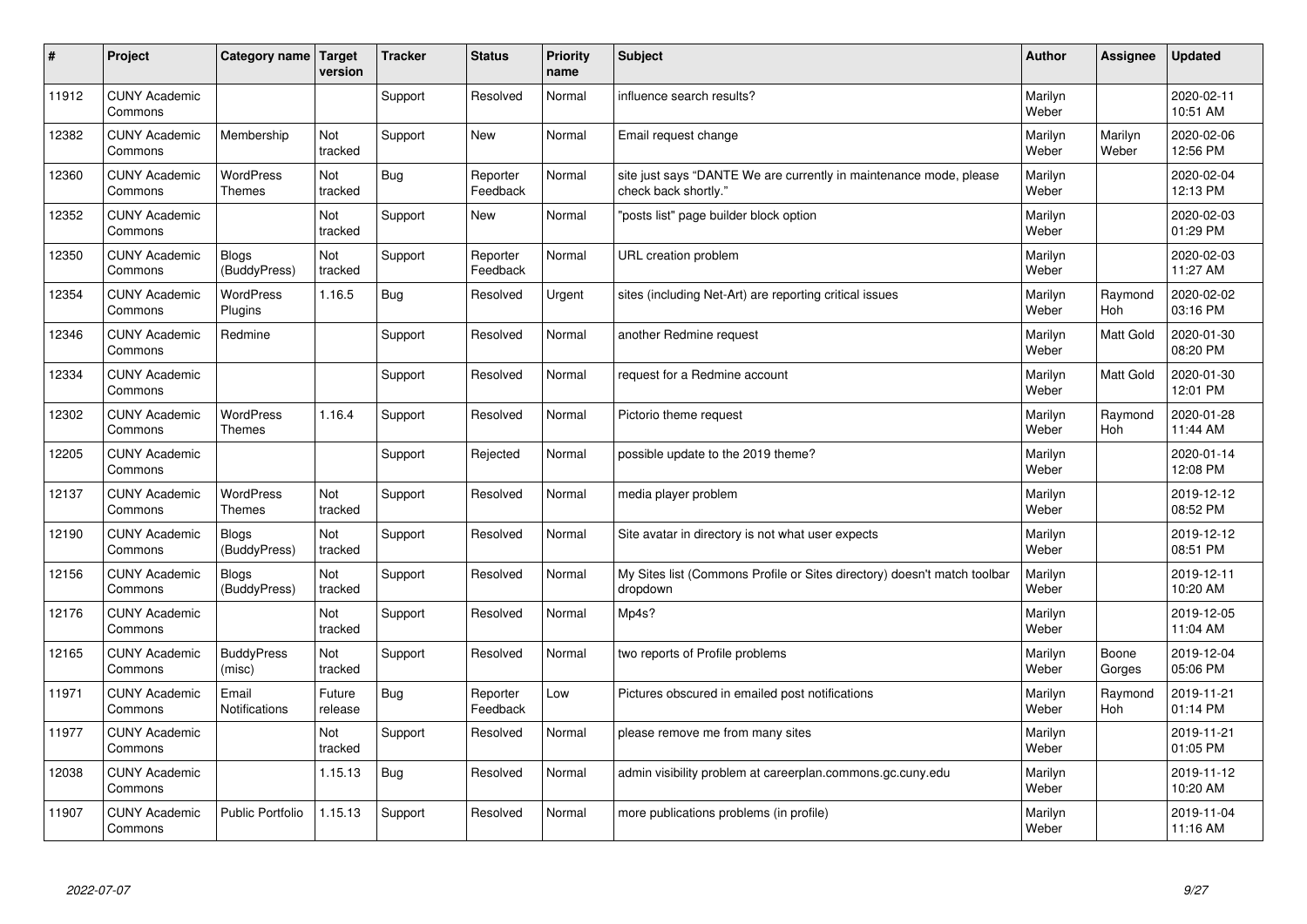| # | Project | Category name | Target version | Tracker | Status | Priority name | Subject | Author | Assignee | Updated |
|---|---|---|---|---|---|---|---|---|---|---|
| 11912 | CUNY Academic Commons | | | Support | Resolved | Normal | influence search results? | Marilyn Weber | | 2020-02-11 10:51 AM |
| 12382 | CUNY Academic Commons | Membership | Not tracked | Support | New | Normal | Email request change | Marilyn Weber | Marilyn Weber | 2020-02-06 12:56 PM |
| 12360 | CUNY Academic Commons | WordPress Themes | Not tracked | Bug | Reporter Feedback | Normal | site just says "DANTE We are currently in maintenance mode, please check back shortly." | Marilyn Weber | | 2020-02-04 12:13 PM |
| 12352 | CUNY Academic Commons | | Not tracked | Support | New | Normal | "posts list" page builder block option | Marilyn Weber | | 2020-02-03 01:29 PM |
| 12350 | CUNY Academic Commons | Blogs (BuddyPress) | Not tracked | Support | Reporter Feedback | Normal | URL creation problem | Marilyn Weber | | 2020-02-03 11:27 AM |
| 12354 | CUNY Academic Commons | WordPress Plugins | 1.16.5 | Bug | Resolved | Urgent | sites (including Net-Art) are reporting critical issues | Marilyn Weber | Raymond Hoh | 2020-02-02 03:16 PM |
| 12346 | CUNY Academic Commons | Redmine | | Support | Resolved | Normal | another Redmine request | Marilyn Weber | Matt Gold | 2020-01-30 08:20 PM |
| 12334 | CUNY Academic Commons | | | Support | Resolved | Normal | request for a Redmine account | Marilyn Weber | Matt Gold | 2020-01-30 12:01 PM |
| 12302 | CUNY Academic Commons | WordPress Themes | 1.16.4 | Support | Resolved | Normal | Pictorio theme request | Marilyn Weber | Raymond Hoh | 2020-01-28 11:44 AM |
| 12205 | CUNY Academic Commons | | | Support | Rejected | Normal | possible update to the 2019 theme? | Marilyn Weber | | 2020-01-14 12:08 PM |
| 12137 | CUNY Academic Commons | WordPress Themes | Not tracked | Support | Resolved | Normal | media player problem | Marilyn Weber | | 2019-12-12 08:52 PM |
| 12190 | CUNY Academic Commons | Blogs (BuddyPress) | Not tracked | Support | Resolved | Normal | Site avatar in directory is not what user expects | Marilyn Weber | | 2019-12-12 08:51 PM |
| 12156 | CUNY Academic Commons | Blogs (BuddyPress) | Not tracked | Support | Resolved | Normal | My Sites list (Commons Profile or Sites directory) doesn't match toolbar dropdown | Marilyn Weber | | 2019-12-11 10:20 AM |
| 12176 | CUNY Academic Commons | | Not tracked | Support | Resolved | Normal | Mp4s? | Marilyn Weber | | 2019-12-05 11:04 AM |
| 12165 | CUNY Academic Commons | BuddyPress (misc) | Not tracked | Support | Resolved | Normal | two reports of Profile problems | Marilyn Weber | Boone Gorges | 2019-12-04 05:06 PM |
| 11971 | CUNY Academic Commons | Email Notifications | Future release | Bug | Reporter Feedback | Low | Pictures obscured in emailed post notifications | Marilyn Weber | Raymond Hoh | 2019-11-21 01:14 PM |
| 11977 | CUNY Academic Commons | | Not tracked | Support | Resolved | Normal | please remove me from many sites | Marilyn Weber | | 2019-11-21 01:05 PM |
| 12038 | CUNY Academic Commons | | 1.15.13 | Bug | Resolved | Normal | admin visibility problem at careerplan.commons.gc.cuny.edu | Marilyn Weber | | 2019-11-12 10:20 AM |
| 11907 | CUNY Academic Commons | Public Portfolio | 1.15.13 | Support | Resolved | Normal | more publications problems (in profile) | Marilyn Weber | | 2019-11-04 11:16 AM |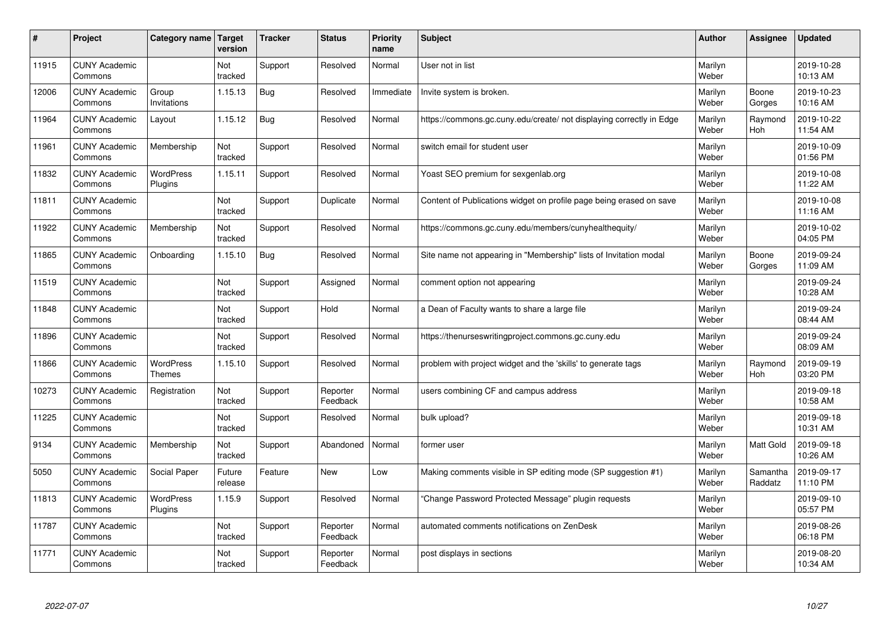| # | Project | Category name | Target version | Tracker | Status | Priority name | Subject | Author | Assignee | Updated |
|---|---|---|---|---|---|---|---|---|---|---|
| 11915 | CUNY Academic Commons | | Not tracked | Support | Resolved | Normal | User not in list | Marilyn Weber | | 2019-10-28 10:13 AM |
| 12006 | CUNY Academic Commons | Group Invitations | 1.15.13 | Bug | Resolved | Immediate | Invite system is broken. | Marilyn Weber | Boone Gorges | 2019-10-23 10:16 AM |
| 11964 | CUNY Academic Commons | Layout | 1.15.12 | Bug | Resolved | Normal | https://commons.gc.cuny.edu/create/ not displaying correctly in Edge | Marilyn Weber | Raymond Hoh | 2019-10-22 11:54 AM |
| 11961 | CUNY Academic Commons | Membership | Not tracked | Support | Resolved | Normal | switch email for student user | Marilyn Weber | | 2019-10-09 01:56 PM |
| 11832 | CUNY Academic Commons | WordPress Plugins | 1.15.11 | Support | Resolved | Normal | Yoast SEO premium for sexgenlab.org | Marilyn Weber | | 2019-10-08 11:22 AM |
| 11811 | CUNY Academic Commons | | Not tracked | Support | Duplicate | Normal | Content of Publications widget on profile page being erased on save | Marilyn Weber | | 2019-10-08 11:16 AM |
| 11922 | CUNY Academic Commons | Membership | Not tracked | Support | Resolved | Normal | https://commons.gc.cuny.edu/members/cunyhealthequity/ | Marilyn Weber | | 2019-10-02 04:05 PM |
| 11865 | CUNY Academic Commons | Onboarding | 1.15.10 | Bug | Resolved | Normal | Site name not appearing in "Membership" lists of Invitation modal | Marilyn Weber | Boone Gorges | 2019-09-24 11:09 AM |
| 11519 | CUNY Academic Commons | | Not tracked | Support | Assigned | Normal | comment option not appearing | Marilyn Weber | | 2019-09-24 10:28 AM |
| 11848 | CUNY Academic Commons | | Not tracked | Support | Hold | Normal | a Dean of Faculty wants to share a large file | Marilyn Weber | | 2019-09-24 08:44 AM |
| 11896 | CUNY Academic Commons | | Not tracked | Support | Resolved | Normal | https://thenurseswritingproject.commons.gc.cuny.edu | Marilyn Weber | | 2019-09-24 08:09 AM |
| 11866 | CUNY Academic Commons | WordPress Themes | 1.15.10 | Support | Resolved | Normal | problem with project widget and the 'skills' to generate tags | Marilyn Weber | Raymond Hoh | 2019-09-19 03:20 PM |
| 10273 | CUNY Academic Commons | Registration | Not tracked | Support | Reporter Feedback | Normal | users combining CF and campus address | Marilyn Weber | | 2019-09-18 10:58 AM |
| 11225 | CUNY Academic Commons | | Not tracked | Support | Resolved | Normal | bulk upload? | Marilyn Weber | | 2019-09-18 10:31 AM |
| 9134 | CUNY Academic Commons | Membership | Not tracked | Support | Abandoned | Normal | former user | Marilyn Weber | Matt Gold | 2019-09-18 10:26 AM |
| 5050 | CUNY Academic Commons | Social Paper | Future release | Feature | New | Low | Making comments visible in SP editing mode (SP suggestion #1) | Marilyn Weber | Samantha Raddatz | 2019-09-17 11:10 PM |
| 11813 | CUNY Academic Commons | WordPress Plugins | 1.15.9 | Support | Resolved | Normal | "Change Password Protected Message" plugin requests | Marilyn Weber | | 2019-09-10 05:57 PM |
| 11787 | CUNY Academic Commons | | Not tracked | Support | Reporter Feedback | Normal | automated comments notifications on ZenDesk | Marilyn Weber | | 2019-08-26 06:18 PM |
| 11771 | CUNY Academic Commons | | Not tracked | Support | Reporter Feedback | Normal | post displays in sections | Marilyn Weber | | 2019-08-20 10:34 AM |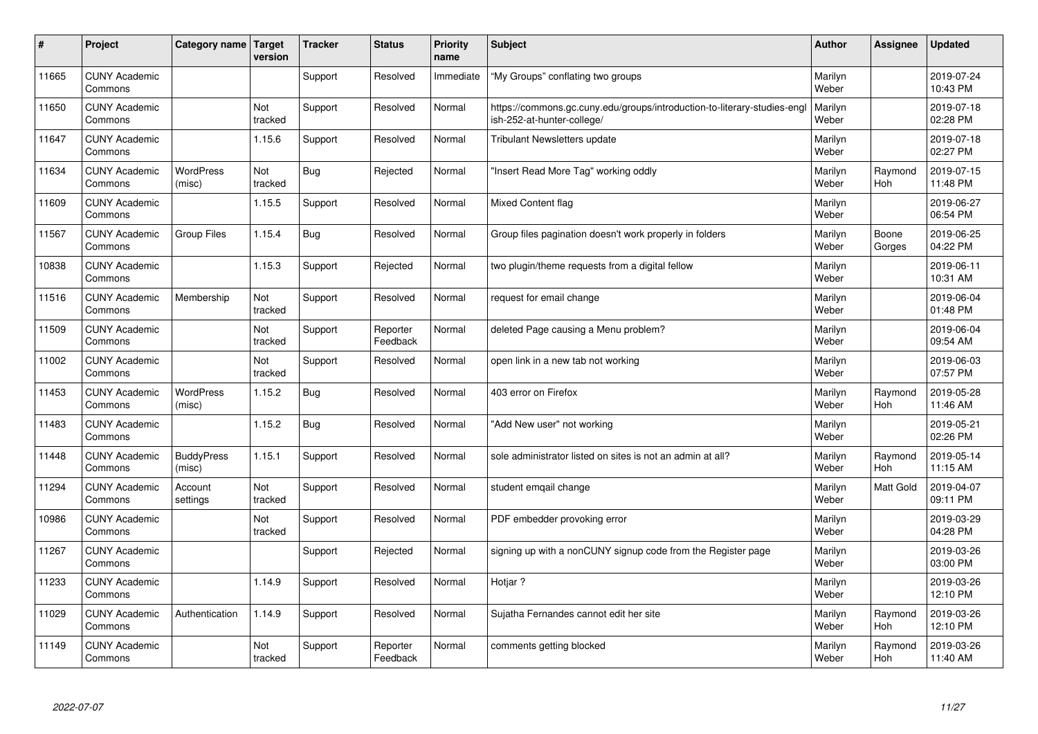| # | Project | Category name | Target version | Tracker | Status | Priority name | Subject | Author | Assignee | Updated |
|---|---|---|---|---|---|---|---|---|---|---|
| 11665 | CUNY Academic Commons | | | Support | Resolved | Immediate | “My Groups” conflating two groups | Marilyn Weber | | 2019-07-24 10:43 PM |
| 11650 | CUNY Academic Commons | | Not tracked | Support | Resolved | Normal | https://commons.gc.cuny.edu/groups/introduction-to-literary-studies-english-252-at-hunter-college/ | Marilyn Weber | | 2019-07-18 02:28 PM |
| 11647 | CUNY Academic Commons | | 1.15.6 | Support | Resolved | Normal | Tribulant Newsletters update | Marilyn Weber | | 2019-07-18 02:27 PM |
| 11634 | CUNY Academic Commons | WordPress (misc) | Not tracked | Bug | Rejected | Normal | "Insert Read More Tag" working oddly | Marilyn Weber | Raymond Hoh | 2019-07-15 11:48 PM |
| 11609 | CUNY Academic Commons | | 1.15.5 | Support | Resolved | Normal | Mixed Content flag | Marilyn Weber | | 2019-06-27 06:54 PM |
| 11567 | CUNY Academic Commons | Group Files | 1.15.4 | Bug | Resolved | Normal | Group files pagination doesn't work properly in folders | Marilyn Weber | Boone Gorges | 2019-06-25 04:22 PM |
| 10838 | CUNY Academic Commons | | 1.15.3 | Support | Rejected | Normal | two plugin/theme requests from a digital fellow | Marilyn Weber | | 2019-06-11 10:31 AM |
| 11516 | CUNY Academic Commons | Membership | Not tracked | Support | Resolved | Normal | request for email change | Marilyn Weber | | 2019-06-04 01:48 PM |
| 11509 | CUNY Academic Commons | | Not tracked | Support | Reporter Feedback | Normal | deleted Page causing a Menu problem? | Marilyn Weber | | 2019-06-04 09:54 AM |
| 11002 | CUNY Academic Commons | | Not tracked | Support | Resolved | Normal | open link in a new tab not working | Marilyn Weber | | 2019-06-03 07:57 PM |
| 11453 | CUNY Academic Commons | WordPress (misc) | 1.15.2 | Bug | Resolved | Normal | 403 error on Firefox | Marilyn Weber | Raymond Hoh | 2019-05-28 11:46 AM |
| 11483 | CUNY Academic Commons | | 1.15.2 | Bug | Resolved | Normal | "Add New user" not working | Marilyn Weber | | 2019-05-21 02:26 PM |
| 11448 | CUNY Academic Commons | BuddyPress (misc) | 1.15.1 | Support | Resolved | Normal | sole administrator listed on sites is not an admin at all? | Marilyn Weber | Raymond Hoh | 2019-05-14 11:15 AM |
| 11294 | CUNY Academic Commons | Account settings | Not tracked | Support | Resolved | Normal | student emqail change | Marilyn Weber | Matt Gold | 2019-04-07 09:11 PM |
| 10986 | CUNY Academic Commons | | Not tracked | Support | Resolved | Normal | PDF embedder provoking error | Marilyn Weber | | 2019-03-29 04:28 PM |
| 11267 | CUNY Academic Commons | | | Support | Rejected | Normal | signing up with a nonCUNY signup code from the Register page | Marilyn Weber | | 2019-03-26 03:00 PM |
| 11233 | CUNY Academic Commons | | 1.14.9 | Support | Resolved | Normal | Hotjar ? | Marilyn Weber | | 2019-03-26 12:10 PM |
| 11029 | CUNY Academic Commons | Authentication | 1.14.9 | Support | Resolved | Normal | Sujatha Fernandes cannot edit her site | Marilyn Weber | Raymond Hoh | 2019-03-26 12:10 PM |
| 11149 | CUNY Academic Commons | | Not tracked | Support | Reporter Feedback | Normal | comments getting blocked | Marilyn Weber | Raymond Hoh | 2019-03-26 11:40 AM |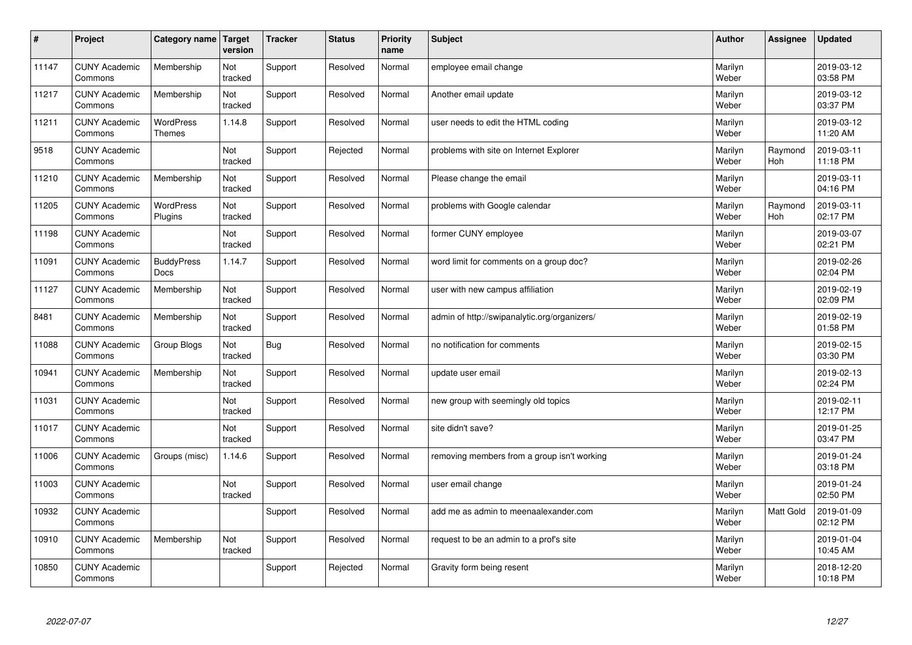| # | Project | Category name | Target version | Tracker | Status | Priority name | Subject | Author | Assignee | Updated |
|---|---|---|---|---|---|---|---|---|---|---|
| 11147 | CUNY Academic Commons | Membership | Not tracked | Support | Resolved | Normal | employee email change | Marilyn Weber | | 2019-03-12 03:58 PM |
| 11217 | CUNY Academic Commons | Membership | Not tracked | Support | Resolved | Normal | Another email update | Marilyn Weber | | 2019-03-12 03:37 PM |
| 11211 | CUNY Academic Commons | WordPress Themes | 1.14.8 | Support | Resolved | Normal | user needs to edit the HTML coding | Marilyn Weber | | 2019-03-12 11:20 AM |
| 9518 | CUNY Academic Commons | | Not tracked | Support | Rejected | Normal | problems with site on Internet Explorer | Marilyn Weber | Raymond Hoh | 2019-03-11 11:18 PM |
| 11210 | CUNY Academic Commons | Membership | Not tracked | Support | Resolved | Normal | Please change the email | Marilyn Weber | | 2019-03-11 04:16 PM |
| 11205 | CUNY Academic Commons | WordPress Plugins | Not tracked | Support | Resolved | Normal | problems with Google calendar | Marilyn Weber | Raymond Hoh | 2019-03-11 02:17 PM |
| 11198 | CUNY Academic Commons | | Not tracked | Support | Resolved | Normal | former CUNY employee | Marilyn Weber | | 2019-03-07 02:21 PM |
| 11091 | CUNY Academic Commons | BuddyPress Docs | 1.14.7 | Support | Resolved | Normal | word limit for comments on a group doc? | Marilyn Weber | | 2019-02-26 02:04 PM |
| 11127 | CUNY Academic Commons | Membership | Not tracked | Support | Resolved | Normal | user with new campus affiliation | Marilyn Weber | | 2019-02-19 02:09 PM |
| 8481 | CUNY Academic Commons | Membership | Not tracked | Support | Resolved | Normal | admin of http://swipanalytic.org/organizers/ | Marilyn Weber | | 2019-02-19 01:58 PM |
| 11088 | CUNY Academic Commons | Group Blogs | Not tracked | Bug | Resolved | Normal | no notification for comments | Marilyn Weber | | 2019-02-15 03:30 PM |
| 10941 | CUNY Academic Commons | Membership | Not tracked | Support | Resolved | Normal | update user email | Marilyn Weber | | 2019-02-13 02:24 PM |
| 11031 | CUNY Academic Commons | | Not tracked | Support | Resolved | Normal | new group with seemingly old topics | Marilyn Weber | | 2019-02-11 12:17 PM |
| 11017 | CUNY Academic Commons | | Not tracked | Support | Resolved | Normal | site didn't save? | Marilyn Weber | | 2019-01-25 03:47 PM |
| 11006 | CUNY Academic Commons | Groups (misc) | 1.14.6 | Support | Resolved | Normal | removing members from a group isn't working | Marilyn Weber | | 2019-01-24 03:18 PM |
| 11003 | CUNY Academic Commons | | Not tracked | Support | Resolved | Normal | user email change | Marilyn Weber | | 2019-01-24 02:50 PM |
| 10932 | CUNY Academic Commons | | | Support | Resolved | Normal | add me as admin to meenaalexander.com | Marilyn Weber | Matt Gold | 2019-01-09 02:12 PM |
| 10910 | CUNY Academic Commons | Membership | Not tracked | Support | Resolved | Normal | request to be an admin to a prof's site | Marilyn Weber | | 2019-01-04 10:45 AM |
| 10850 | CUNY Academic Commons | | | Support | Rejected | Normal | Gravity form being resent | Marilyn Weber | | 2018-12-20 10:18 PM |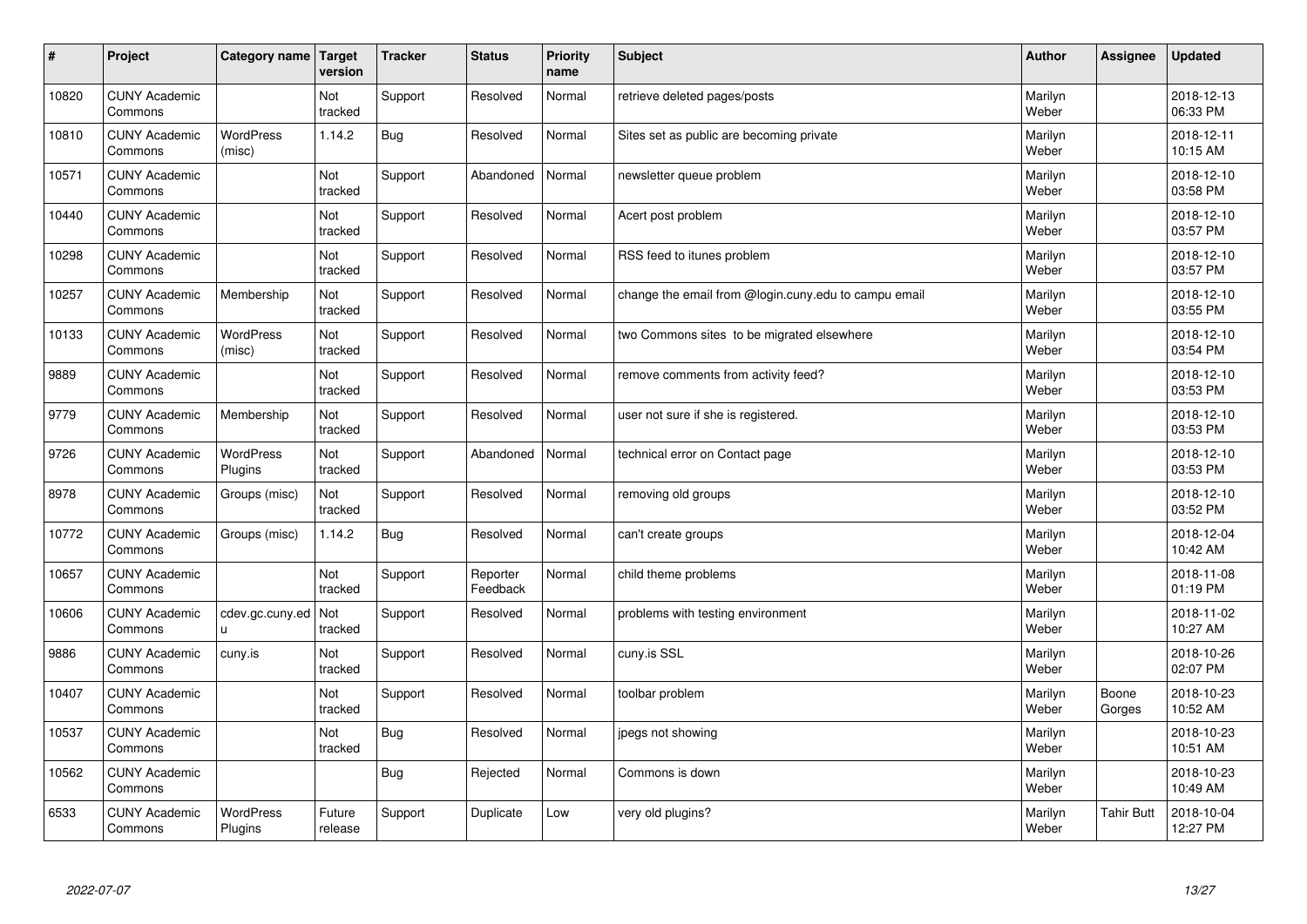| # | Project | Category name | Target version | Tracker | Status | Priority name | Subject | Author | Assignee | Updated |
|---|---|---|---|---|---|---|---|---|---|---|
| 10820 | CUNY Academic Commons | | Not tracked | Support | Resolved | Normal | retrieve deleted pages/posts | Marilyn Weber | | 2018-12-13 06:33 PM |
| 10810 | CUNY Academic Commons | WordPress (misc) | 1.14.2 | Bug | Resolved | Normal | Sites set as public are becoming private | Marilyn Weber | | 2018-12-11 10:15 AM |
| 10571 | CUNY Academic Commons | | Not tracked | Support | Abandoned | Normal | newsletter queue problem | Marilyn Weber | | 2018-12-10 03:58 PM |
| 10440 | CUNY Academic Commons | | Not tracked | Support | Resolved | Normal | Acert post problem | Marilyn Weber | | 2018-12-10 03:57 PM |
| 10298 | CUNY Academic Commons | | Not tracked | Support | Resolved | Normal | RSS feed to itunes problem | Marilyn Weber | | 2018-12-10 03:57 PM |
| 10257 | CUNY Academic Commons | Membership | Not tracked | Support | Resolved | Normal | change the email from @login.cuny.edu to campu email | Marilyn Weber | | 2018-12-10 03:55 PM |
| 10133 | CUNY Academic Commons | WordPress (misc) | Not tracked | Support | Resolved | Normal | two Commons sites to be migrated elsewhere | Marilyn Weber | | 2018-12-10 03:54 PM |
| 9889 | CUNY Academic Commons | | Not tracked | Support | Resolved | Normal | remove comments from activity feed? | Marilyn Weber | | 2018-12-10 03:53 PM |
| 9779 | CUNY Academic Commons | Membership | Not tracked | Support | Resolved | Normal | user not sure if she is registered. | Marilyn Weber | | 2018-12-10 03:53 PM |
| 9726 | CUNY Academic Commons | WordPress Plugins | Not tracked | Support | Abandoned | Normal | technical error on Contact page | Marilyn Weber | | 2018-12-10 03:53 PM |
| 8978 | CUNY Academic Commons | Groups (misc) | Not tracked | Support | Resolved | Normal | removing old groups | Marilyn Weber | | 2018-12-10 03:52 PM |
| 10772 | CUNY Academic Commons | Groups (misc) | 1.14.2 | Bug | Resolved | Normal | can't create groups | Marilyn Weber | | 2018-12-04 10:42 AM |
| 10657 | CUNY Academic Commons | | Not tracked | Support | Reporter Feedback | Normal | child theme problems | Marilyn Weber | | 2018-11-08 01:19 PM |
| 10606 | CUNY Academic Commons | cdev.gc.cuny.edu | Not tracked | Support | Resolved | Normal | problems with testing environment | Marilyn Weber | | 2018-11-02 10:27 AM |
| 9886 | CUNY Academic Commons | cuny.is | Not tracked | Support | Resolved | Normal | cuny.is SSL | Marilyn Weber | | 2018-10-26 02:07 PM |
| 10407 | CUNY Academic Commons | | Not tracked | Support | Resolved | Normal | toolbar problem | Marilyn Weber | Boone Gorges | 2018-10-23 10:52 AM |
| 10537 | CUNY Academic Commons | | Not tracked | Bug | Resolved | Normal | jpegs not showing | Marilyn Weber | | 2018-10-23 10:51 AM |
| 10562 | CUNY Academic Commons | | | Bug | Rejected | Normal | Commons is down | Marilyn Weber | | 2018-10-23 10:49 AM |
| 6533 | CUNY Academic Commons | WordPress Plugins | Future release | Support | Duplicate | Low | very old plugins? | Marilyn Weber | Tahir Butt | 2018-10-04 12:27 PM |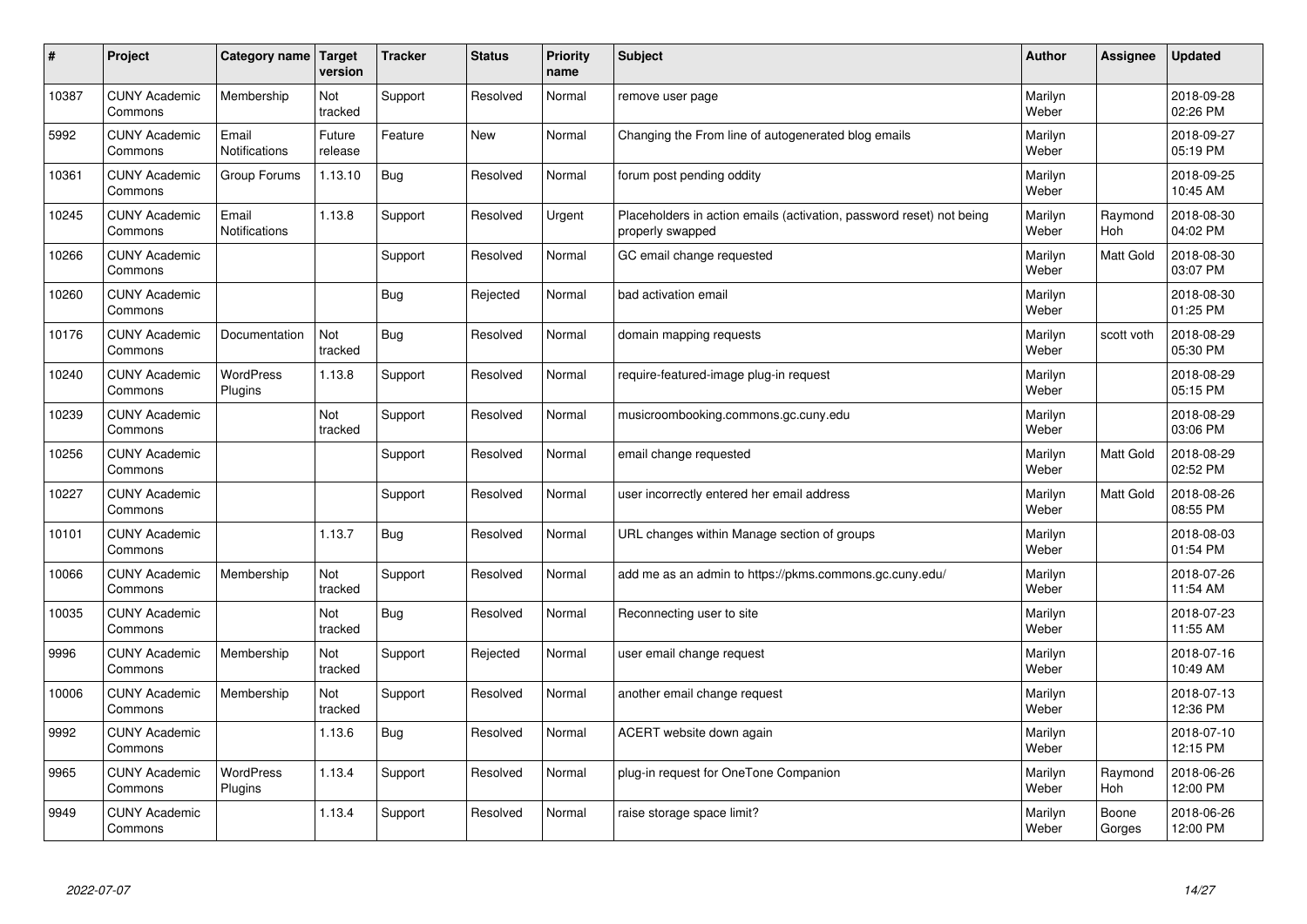| # | Project | Category name | Target version | Tracker | Status | Priority name | Subject | Author | Assignee | Updated |
|---|---|---|---|---|---|---|---|---|---|---|
| 10387 | CUNY Academic Commons | Membership | Not tracked | Support | Resolved | Normal | remove user page | Marilyn Weber | | 2018-09-28 02:26 PM |
| 5992 | CUNY Academic Commons | Email Notifications | Future release | Feature | New | Normal | Changing the From line of autogenerated blog emails | Marilyn Weber | | 2018-09-27 05:19 PM |
| 10361 | CUNY Academic Commons | Group Forums | 1.13.10 | Bug | Resolved | Normal | forum post pending oddity | Marilyn Weber | | 2018-09-25 10:45 AM |
| 10245 | CUNY Academic Commons | Email Notifications | 1.13.8 | Support | Resolved | Urgent | Placeholders in action emails (activation, password reset) not being properly swapped | Marilyn Weber | Raymond Hoh | 2018-08-30 04:02 PM |
| 10266 | CUNY Academic Commons | | | Support | Resolved | Normal | GC email change requested | Marilyn Weber | Matt Gold | 2018-08-30 03:07 PM |
| 10260 | CUNY Academic Commons | | | Bug | Rejected | Normal | bad activation email | Marilyn Weber | | 2018-08-30 01:25 PM |
| 10176 | CUNY Academic Commons | Documentation | Not tracked | Bug | Resolved | Normal | domain mapping requests | Marilyn Weber | scott voth | 2018-08-29 05:30 PM |
| 10240 | CUNY Academic Commons | WordPress Plugins | 1.13.8 | Support | Resolved | Normal | require-featured-image plug-in request | Marilyn Weber | | 2018-08-29 05:15 PM |
| 10239 | CUNY Academic Commons | | Not tracked | Support | Resolved | Normal | musicroombooking.commons.gc.cuny.edu | Marilyn Weber | | 2018-08-29 03:06 PM |
| 10256 | CUNY Academic Commons | | | Support | Resolved | Normal | email change requested | Marilyn Weber | Matt Gold | 2018-08-29 02:52 PM |
| 10227 | CUNY Academic Commons | | | Support | Resolved | Normal | user incorrectly entered her email address | Marilyn Weber | Matt Gold | 2018-08-26 08:55 PM |
| 10101 | CUNY Academic Commons | | 1.13.7 | Bug | Resolved | Normal | URL changes within Manage section of groups | Marilyn Weber | | 2018-08-03 01:54 PM |
| 10066 | CUNY Academic Commons | Membership | Not tracked | Support | Resolved | Normal | add me as an admin to https://pkms.commons.gc.cuny.edu/ | Marilyn Weber | | 2018-07-26 11:54 AM |
| 10035 | CUNY Academic Commons | | Not tracked | Bug | Resolved | Normal | Reconnecting user to site | Marilyn Weber | | 2018-07-23 11:55 AM |
| 9996 | CUNY Academic Commons | Membership | Not tracked | Support | Rejected | Normal | user email change request | Marilyn Weber | | 2018-07-16 10:49 AM |
| 10006 | CUNY Academic Commons | Membership | Not tracked | Support | Resolved | Normal | another email change request | Marilyn Weber | | 2018-07-13 12:36 PM |
| 9992 | CUNY Academic Commons | | 1.13.6 | Bug | Resolved | Normal | ACERT website down again | Marilyn Weber | | 2018-07-10 12:15 PM |
| 9965 | CUNY Academic Commons | WordPress Plugins | 1.13.4 | Support | Resolved | Normal | plug-in request for OneTone Companion | Marilyn Weber | Raymond Hoh | 2018-06-26 12:00 PM |
| 9949 | CUNY Academic Commons | | 1.13.4 | Support | Resolved | Normal | raise storage space limit? | Marilyn Weber | Boone Gorges | 2018-06-26 12:00 PM |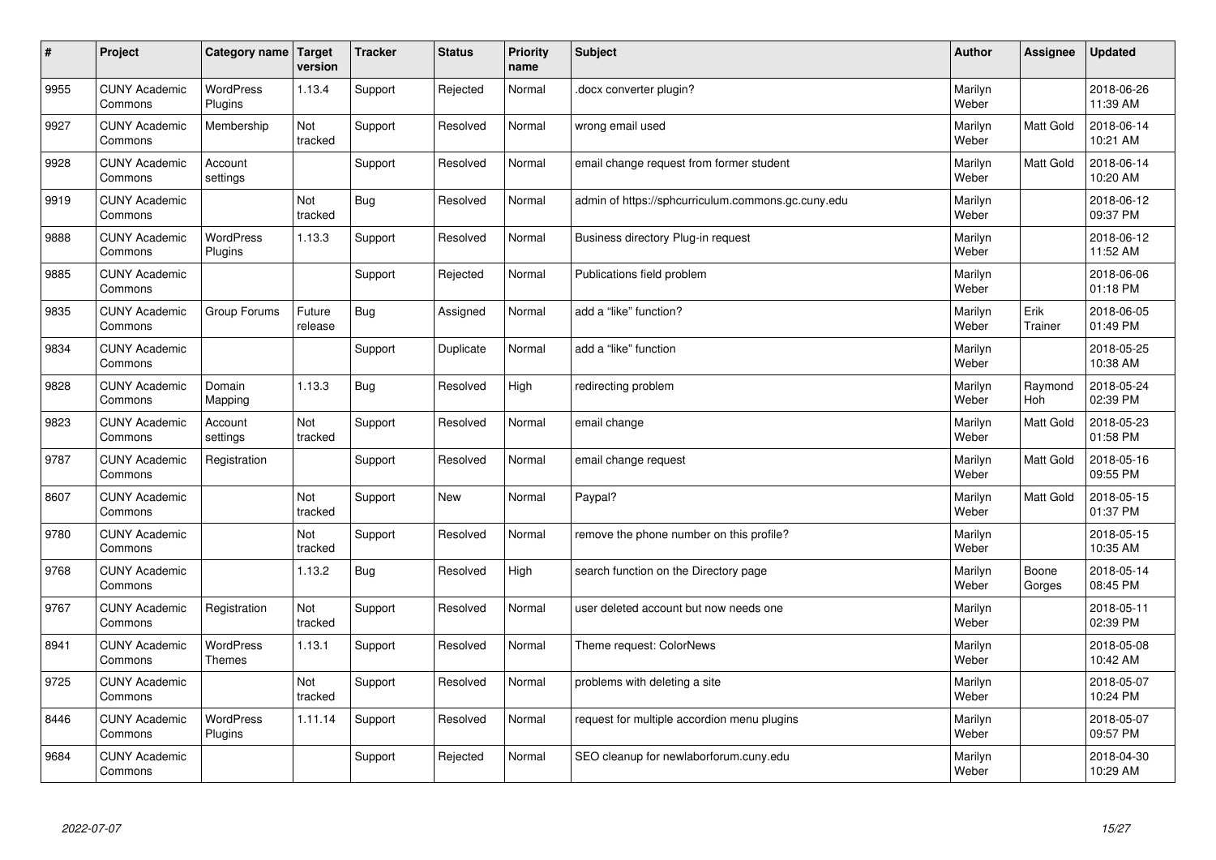| # | Project | Category name | Target version | Tracker | Status | Priority name | Subject | Author | Assignee | Updated |
|---|---|---|---|---|---|---|---|---|---|---|
| 9955 | CUNY Academic Commons | WordPress Plugins | 1.13.4 | Support | Rejected | Normal | .docx converter plugin? | Marilyn Weber | | 2018-06-26 11:39 AM |
| 9927 | CUNY Academic Commons | Membership | Not tracked | Support | Resolved | Normal | wrong email used | Marilyn Weber | Matt Gold | 2018-06-14 10:21 AM |
| 9928 | CUNY Academic Commons | Account settings | | Support | Resolved | Normal | email change request from former student | Marilyn Weber | Matt Gold | 2018-06-14 10:20 AM |
| 9919 | CUNY Academic Commons | | Not tracked | Bug | Resolved | Normal | admin of https://sphcurriculum.commons.gc.cuny.edu | Marilyn Weber | | 2018-06-12 09:37 PM |
| 9888 | CUNY Academic Commons | WordPress Plugins | 1.13.3 | Support | Resolved | Normal | Business directory Plug-in request | Marilyn Weber | | 2018-06-12 11:52 AM |
| 9885 | CUNY Academic Commons | | | Support | Rejected | Normal | Publications field problem | Marilyn Weber | | 2018-06-06 01:18 PM |
| 9835 | CUNY Academic Commons | Group Forums | Future release | Bug | Assigned | Normal | add a “like” function? | Marilyn Weber | Erik Trainer | 2018-06-05 01:49 PM |
| 9834 | CUNY Academic Commons | | | Support | Duplicate | Normal | add a “like” function | Marilyn Weber | | 2018-05-25 10:38 AM |
| 9828 | CUNY Academic Commons | Domain Mapping | 1.13.3 | Bug | Resolved | High | redirecting problem | Marilyn Weber | Raymond Hoh | 2018-05-24 02:39 PM |
| 9823 | CUNY Academic Commons | Account settings | Not tracked | Support | Resolved | Normal | email change | Marilyn Weber | Matt Gold | 2018-05-23 01:58 PM |
| 9787 | CUNY Academic Commons | Registration | | Support | Resolved | Normal | email change request | Marilyn Weber | Matt Gold | 2018-05-16 09:55 PM |
| 8607 | CUNY Academic Commons | | Not tracked | Support | New | Normal | Paypal? | Marilyn Weber | Matt Gold | 2018-05-15 01:37 PM |
| 9780 | CUNY Academic Commons | | Not tracked | Support | Resolved | Normal | remove the phone number on this profile? | Marilyn Weber | | 2018-05-15 10:35 AM |
| 9768 | CUNY Academic Commons | | 1.13.2 | Bug | Resolved | High | search function on the Directory page | Marilyn Weber | Boone Gorges | 2018-05-14 08:45 PM |
| 9767 | CUNY Academic Commons | Registration | Not tracked | Support | Resolved | Normal | user deleted account but now needs one | Marilyn Weber | | 2018-05-11 02:39 PM |
| 8941 | CUNY Academic Commons | WordPress Themes | 1.13.1 | Support | Resolved | Normal | Theme request: ColorNews | Marilyn Weber | | 2018-05-08 10:42 AM |
| 9725 | CUNY Academic Commons | | Not tracked | Support | Resolved | Normal | problems with deleting a site | Marilyn Weber | | 2018-05-07 10:24 PM |
| 8446 | CUNY Academic Commons | WordPress Plugins | 1.11.14 | Support | Resolved | Normal | request for multiple accordion menu plugins | Marilyn Weber | | 2018-05-07 09:57 PM |
| 9684 | CUNY Academic Commons | | | Support | Rejected | Normal | SEO cleanup for newlaborforum.cuny.edu | Marilyn Weber | | 2018-04-30 10:29 AM |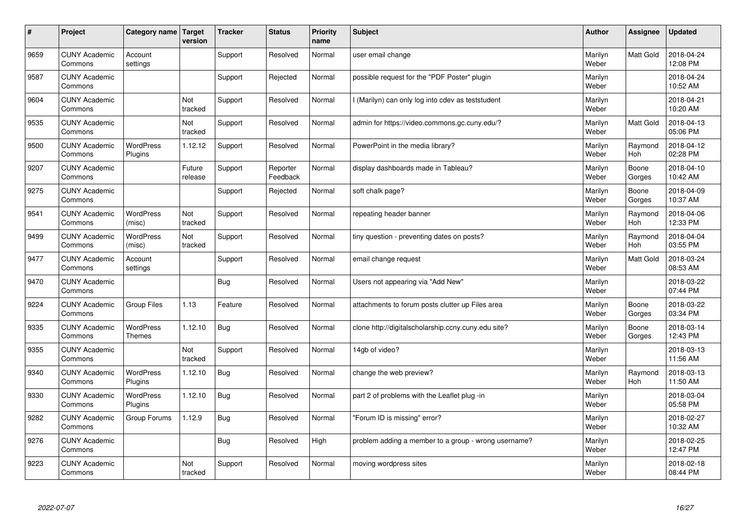| # | Project | Category name | Target version | Tracker | Status | Priority name | Subject | Author | Assignee | Updated |
|---|---|---|---|---|---|---|---|---|---|---|
| 9659 | CUNY Academic Commons | Account settings | | Support | Resolved | Normal | user email change | Marilyn Weber | Matt Gold | 2018-04-24 12:08 PM |
| 9587 | CUNY Academic Commons | | | Support | Rejected | Normal | possible request for the "PDF Poster" plugin | Marilyn Weber | | 2018-04-24 10:52 AM |
| 9604 | CUNY Academic Commons | | Not tracked | Support | Resolved | Normal | I (Marilyn) can only log into cdev as teststudent | Marilyn Weber | | 2018-04-21 10:20 AM |
| 9535 | CUNY Academic Commons | | Not tracked | Support | Resolved | Normal | admin for https://video.commons.gc.cuny.edu/? | Marilyn Weber | Matt Gold | 2018-04-13 05:06 PM |
| 9500 | CUNY Academic Commons | WordPress Plugins | 1.12.12 | Support | Resolved | Normal | PowerPoint in the media library? | Marilyn Weber | Raymond Hoh | 2018-04-12 02:28 PM |
| 9207 | CUNY Academic Commons | | Future release | Support | Reporter Feedback | Normal | display dashboards made in Tableau? | Marilyn Weber | Boone Gorges | 2018-04-10 10:42 AM |
| 9275 | CUNY Academic Commons | | | Support | Rejected | Normal | soft chalk page? | Marilyn Weber | Boone Gorges | 2018-04-09 10:37 AM |
| 9541 | CUNY Academic Commons | WordPress (misc) | Not tracked | Support | Resolved | Normal | repeating header banner | Marilyn Weber | Raymond Hoh | 2018-04-06 12:33 PM |
| 9499 | CUNY Academic Commons | WordPress (misc) | Not tracked | Support | Resolved | Normal | tiny question - preventing dates on posts? | Marilyn Weber | Raymond Hoh | 2018-04-04 03:55 PM |
| 9477 | CUNY Academic Commons | Account settings | | Support | Resolved | Normal | email change request | Marilyn Weber | Matt Gold | 2018-03-24 08:53 AM |
| 9470 | CUNY Academic Commons | | | Bug | Resolved | Normal | Users not appearing via "Add New" | Marilyn Weber | | 2018-03-22 07:44 PM |
| 9224 | CUNY Academic Commons | Group Files | 1.13 | Feature | Resolved | Normal | attachments to forum posts clutter up Files area | Marilyn Weber | Boone Gorges | 2018-03-22 03:34 PM |
| 9335 | CUNY Academic Commons | WordPress Themes | 1.12.10 | Bug | Resolved | Normal | clone http://digitalscholarship.ccny.cuny.edu site? | Marilyn Weber | Boone Gorges | 2018-03-14 12:43 PM |
| 9355 | CUNY Academic Commons | | Not tracked | Support | Resolved | Normal | 14gb of video? | Marilyn Weber | | 2018-03-13 11:56 AM |
| 9340 | CUNY Academic Commons | WordPress Plugins | 1.12.10 | Bug | Resolved | Normal | change the web preview? | Marilyn Weber | Raymond Hoh | 2018-03-13 11:50 AM |
| 9330 | CUNY Academic Commons | WordPress Plugins | 1.12.10 | Bug | Resolved | Normal | part 2 of problems with the Leaflet plug -in | Marilyn Weber | | 2018-03-04 05:58 PM |
| 9282 | CUNY Academic Commons | Group Forums | 1.12.9 | Bug | Resolved | Normal | "Forum ID is missing" error? | Marilyn Weber | | 2018-02-27 10:32 AM |
| 9276 | CUNY Academic Commons | | | Bug | Resolved | High | problem adding a member to a group - wrong username? | Marilyn Weber | | 2018-02-25 12:47 PM |
| 9223 | CUNY Academic Commons | | Not tracked | Support | Resolved | Normal | moving wordpress sites | Marilyn Weber | | 2018-02-18 08:44 PM |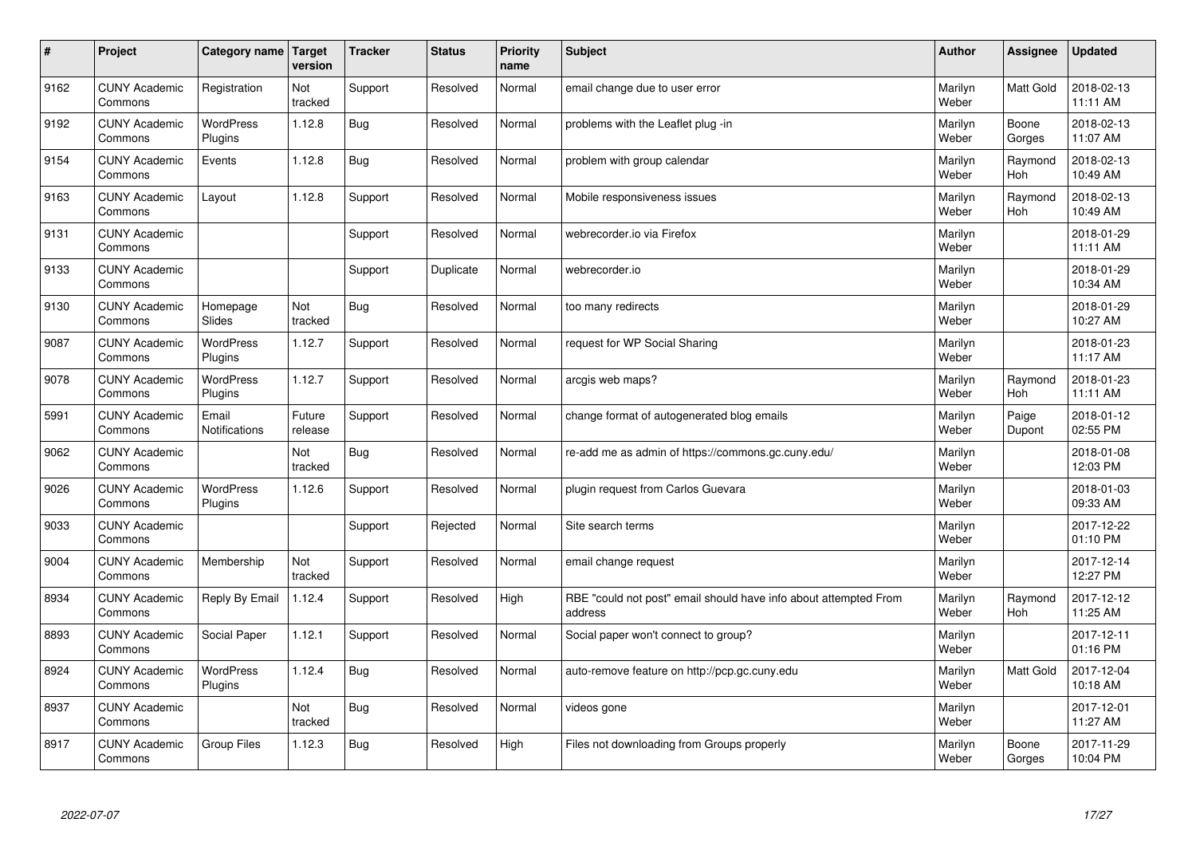| # | Project | Category name | Target version | Tracker | Status | Priority name | Subject | Author | Assignee | Updated |
|---|---|---|---|---|---|---|---|---|---|---|
| 9162 | CUNY Academic Commons | Registration | Not tracked | Support | Resolved | Normal | email change due to user error | Marilyn Weber | Matt Gold | 2018-02-13 11:11 AM |
| 9192 | CUNY Academic Commons | WordPress Plugins | 1.12.8 | Bug | Resolved | Normal | problems with the Leaflet plug -in | Marilyn Weber | Boone Gorges | 2018-02-13 11:07 AM |
| 9154 | CUNY Academic Commons | Events | 1.12.8 | Bug | Resolved | Normal | problem with group calendar | Marilyn Weber | Raymond Hoh | 2018-02-13 10:49 AM |
| 9163 | CUNY Academic Commons | Layout | 1.12.8 | Support | Resolved | Normal | Mobile responsiveness issues | Marilyn Weber | Raymond Hoh | 2018-02-13 10:49 AM |
| 9131 | CUNY Academic Commons | | | Support | Resolved | Normal | webrecorder.io via Firefox | Marilyn Weber | | 2018-01-29 11:11 AM |
| 9133 | CUNY Academic Commons | | | Support | Duplicate | Normal | webrecorder.io | Marilyn Weber | | 2018-01-29 10:34 AM |
| 9130 | CUNY Academic Commons | Homepage Slides | Not tracked | Bug | Resolved | Normal | too many redirects | Marilyn Weber | | 2018-01-29 10:27 AM |
| 9087 | CUNY Academic Commons | WordPress Plugins | 1.12.7 | Support | Resolved | Normal | request for WP Social Sharing | Marilyn Weber | | 2018-01-23 11:17 AM |
| 9078 | CUNY Academic Commons | WordPress Plugins | 1.12.7 | Support | Resolved | Normal | arcgis web maps? | Marilyn Weber | Raymond Hoh | 2018-01-23 11:11 AM |
| 5991 | CUNY Academic Commons | Email Notifications | Future release | Support | Resolved | Normal | change format of autogenerated blog emails | Marilyn Weber | Paige Dupont | 2018-01-12 02:55 PM |
| 9062 | CUNY Academic Commons | | Not tracked | Bug | Resolved | Normal | re-add me as admin of https://commons.gc.cuny.edu/ | Marilyn Weber | | 2018-01-08 12:03 PM |
| 9026 | CUNY Academic Commons | WordPress Plugins | 1.12.6 | Support | Resolved | Normal | plugin request from Carlos Guevara | Marilyn Weber | | 2018-01-03 09:33 AM |
| 9033 | CUNY Academic Commons | | | Support | Rejected | Normal | Site search terms | Marilyn Weber | | 2017-12-22 01:10 PM |
| 9004 | CUNY Academic Commons | Membership | Not tracked | Support | Resolved | Normal | email change request | Marilyn Weber | | 2017-12-14 12:27 PM |
| 8934 | CUNY Academic Commons | Reply By Email | 1.12.4 | Support | Resolved | High | RBE "could not post" email should have info about attempted From address | Marilyn Weber | Raymond Hoh | 2017-12-12 11:25 AM |
| 8893 | CUNY Academic Commons | Social Paper | 1.12.1 | Support | Resolved | Normal | Social paper won't connect to group? | Marilyn Weber | | 2017-12-11 01:16 PM |
| 8924 | CUNY Academic Commons | WordPress Plugins | 1.12.4 | Bug | Resolved | Normal | auto-remove feature on http://pcp.gc.cuny.edu | Marilyn Weber | Matt Gold | 2017-12-04 10:18 AM |
| 8937 | CUNY Academic Commons | | Not tracked | Bug | Resolved | Normal | videos gone | Marilyn Weber | | 2017-12-01 11:27 AM |
| 8917 | CUNY Academic Commons | Group Files | 1.12.3 | Bug | Resolved | High | Files not downloading from Groups properly | Marilyn Weber | Boone Gorges | 2017-11-29 10:04 PM |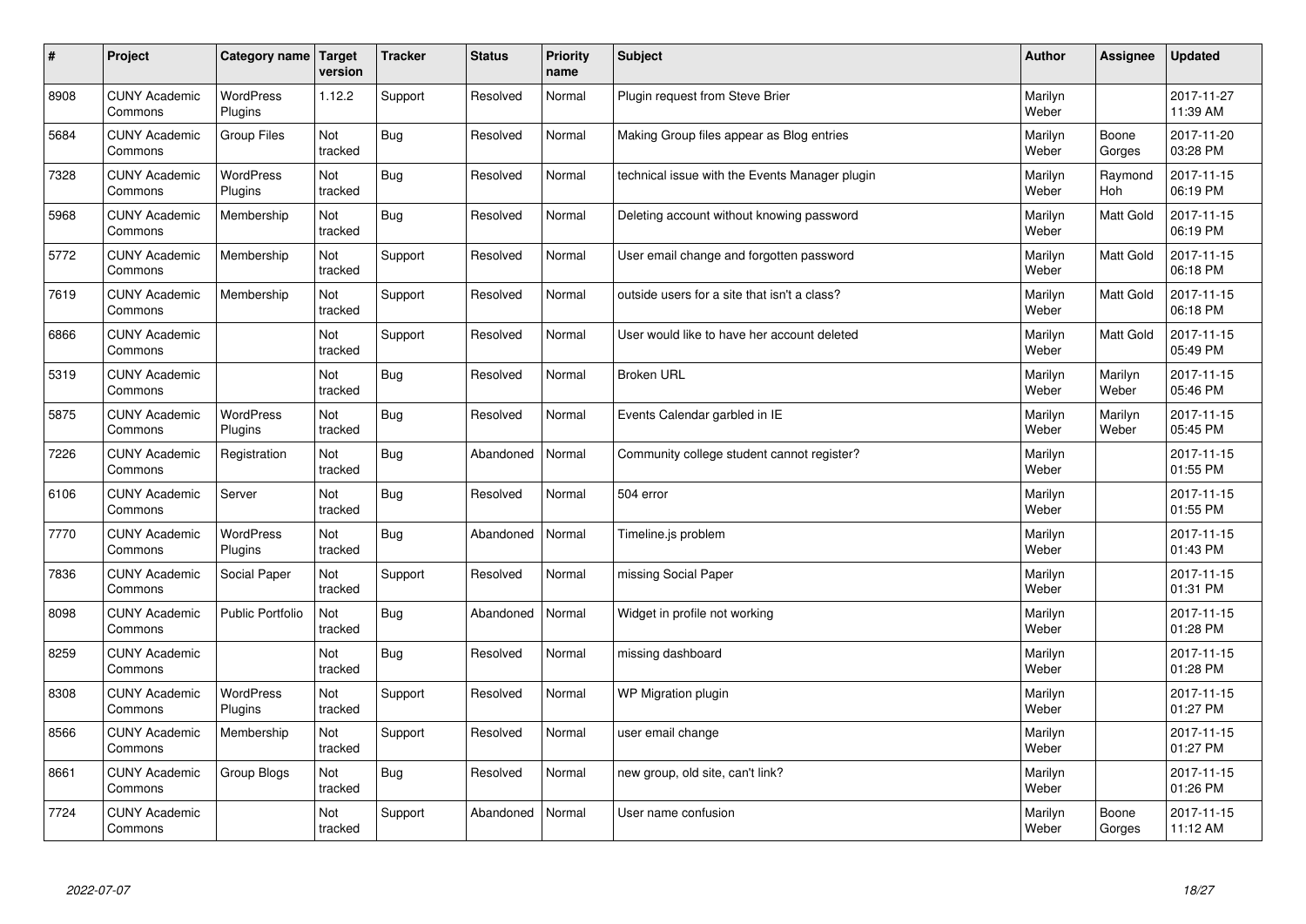| # | Project | Category name | Target version | Tracker | Status | Priority name | Subject | Author | Assignee | Updated |
|---|---|---|---|---|---|---|---|---|---|---|
| 8908 | CUNY Academic Commons | WordPress Plugins | 1.12.2 | Support | Resolved | Normal | Plugin request from Steve Brier | Marilyn Weber | | 2017-11-27 11:39 AM |
| 5684 | CUNY Academic Commons | Group Files | Not tracked | Bug | Resolved | Normal | Making Group files appear as Blog entries | Marilyn Weber | Boone Gorges | 2017-11-20 03:28 PM |
| 7328 | CUNY Academic Commons | WordPress Plugins | Not tracked | Bug | Resolved | Normal | technical issue with the Events Manager plugin | Marilyn Weber | Raymond Hoh | 2017-11-15 06:19 PM |
| 5968 | CUNY Academic Commons | Membership | Not tracked | Bug | Resolved | Normal | Deleting account without knowing password | Marilyn Weber | Matt Gold | 2017-11-15 06:19 PM |
| 5772 | CUNY Academic Commons | Membership | Not tracked | Support | Resolved | Normal | User email change and forgotten password | Marilyn Weber | Matt Gold | 2017-11-15 06:18 PM |
| 7619 | CUNY Academic Commons | Membership | Not tracked | Support | Resolved | Normal | outside users for a site that isn't a class? | Marilyn Weber | Matt Gold | 2017-11-15 06:18 PM |
| 6866 | CUNY Academic Commons | | Not tracked | Support | Resolved | Normal | User would like to have her account deleted | Marilyn Weber | Matt Gold | 2017-11-15 05:49 PM |
| 5319 | CUNY Academic Commons | | Not tracked | Bug | Resolved | Normal | Broken URL | Marilyn Weber | Marilyn Weber | 2017-11-15 05:46 PM |
| 5875 | CUNY Academic Commons | WordPress Plugins | Not tracked | Bug | Resolved | Normal | Events Calendar garbled in IE | Marilyn Weber | Marilyn Weber | 2017-11-15 05:45 PM |
| 7226 | CUNY Academic Commons | Registration | Not tracked | Bug | Abandoned | Normal | Community college student cannot register? | Marilyn Weber | | 2017-11-15 01:55 PM |
| 6106 | CUNY Academic Commons | Server | Not tracked | Bug | Resolved | Normal | 504 error | Marilyn Weber | | 2017-11-15 01:55 PM |
| 7770 | CUNY Academic Commons | WordPress Plugins | Not tracked | Bug | Abandoned | Normal | Timeline.js problem | Marilyn Weber | | 2017-11-15 01:43 PM |
| 7836 | CUNY Academic Commons | Social Paper | Not tracked | Support | Resolved | Normal | missing Social Paper | Marilyn Weber | | 2017-11-15 01:31 PM |
| 8098 | CUNY Academic Commons | Public Portfolio | Not tracked | Bug | Abandoned | Normal | Widget in profile not working | Marilyn Weber | | 2017-11-15 01:28 PM |
| 8259 | CUNY Academic Commons | | Not tracked | Bug | Resolved | Normal | missing dashboard | Marilyn Weber | | 2017-11-15 01:28 PM |
| 8308 | CUNY Academic Commons | WordPress Plugins | Not tracked | Support | Resolved | Normal | WP Migration plugin | Marilyn Weber | | 2017-11-15 01:27 PM |
| 8566 | CUNY Academic Commons | Membership | Not tracked | Support | Resolved | Normal | user email change | Marilyn Weber | | 2017-11-15 01:27 PM |
| 8661 | CUNY Academic Commons | Group Blogs | Not tracked | Bug | Resolved | Normal | new group, old site, can't link? | Marilyn Weber | | 2017-11-15 01:26 PM |
| 7724 | CUNY Academic Commons | | Not tracked | Support | Abandoned | Normal | User name confusion | Marilyn Weber | Boone Gorges | 2017-11-15 11:12 AM |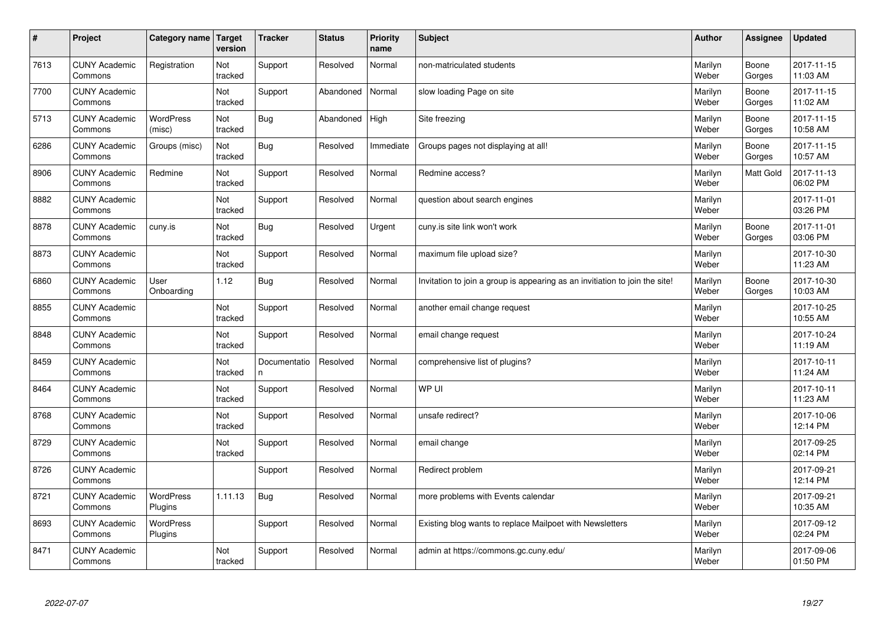| # | Project | Category name | Target version | Tracker | Status | Priority name | Subject | Author | Assignee | Updated |
|---|---|---|---|---|---|---|---|---|---|---|
| 7613 | CUNY Academic Commons | Registration | Not tracked | Support | Resolved | Normal | non-matriculated students | Marilyn Weber | Boone Gorges | 2017-11-15 11:03 AM |
| 7700 | CUNY Academic Commons | | Not tracked | Support | Abandoned | Normal | slow loading Page on site | Marilyn Weber | Boone Gorges | 2017-11-15 11:02 AM |
| 5713 | CUNY Academic Commons | WordPress (misc) | Not tracked | Bug | Abandoned | High | Site freezing | Marilyn Weber | Boone Gorges | 2017-11-15 10:58 AM |
| 6286 | CUNY Academic Commons | Groups (misc) | Not tracked | Bug | Resolved | Immediate | Groups pages not displaying at all! | Marilyn Weber | Boone Gorges | 2017-11-15 10:57 AM |
| 8906 | CUNY Academic Commons | Redmine | Not tracked | Support | Resolved | Normal | Redmine access? | Marilyn Weber | Matt Gold | 2017-11-13 06:02 PM |
| 8882 | CUNY Academic Commons | | Not tracked | Support | Resolved | Normal | question about search engines | Marilyn Weber | | 2017-11-01 03:26 PM |
| 8878 | CUNY Academic Commons | cuny.is | Not tracked | Bug | Resolved | Urgent | cuny.is site link won't work | Marilyn Weber | Boone Gorges | 2017-11-01 03:06 PM |
| 8873 | CUNY Academic Commons | | Not tracked | Support | Resolved | Normal | maximum file upload size? | Marilyn Weber | | 2017-10-30 11:23 AM |
| 6860 | CUNY Academic Commons | User Onboarding | 1.12 | Bug | Resolved | Normal | Invitation to join a group is appearing as an invitiation to join the site! | Marilyn Weber | Boone Gorges | 2017-10-30 10:03 AM |
| 8855 | CUNY Academic Commons | | Not tracked | Support | Resolved | Normal | another email change request | Marilyn Weber | | 2017-10-25 10:55 AM |
| 8848 | CUNY Academic Commons | | Not tracked | Support | Resolved | Normal | email change request | Marilyn Weber | | 2017-10-24 11:19 AM |
| 8459 | CUNY Academic Commons | | Not tracked | Documentation | Resolved | Normal | comprehensive list of plugins? | Marilyn Weber | | 2017-10-11 11:24 AM |
| 8464 | CUNY Academic Commons | | Not tracked | Support | Resolved | Normal | WP UI | Marilyn Weber | | 2017-10-11 11:23 AM |
| 8768 | CUNY Academic Commons | | Not tracked | Support | Resolved | Normal | unsafe redirect? | Marilyn Weber | | 2017-10-06 12:14 PM |
| 8729 | CUNY Academic Commons | | Not tracked | Support | Resolved | Normal | email change | Marilyn Weber | | 2017-09-25 02:14 PM |
| 8726 | CUNY Academic Commons | | | Support | Resolved | Normal | Redirect problem | Marilyn Weber | | 2017-09-21 12:14 PM |
| 8721 | CUNY Academic Commons | WordPress Plugins | 1.11.13 | Bug | Resolved | Normal | more problems with Events calendar | Marilyn Weber | | 2017-09-21 10:35 AM |
| 8693 | CUNY Academic Commons | WordPress Plugins | | Support | Resolved | Normal | Existing blog wants to replace Mailpoet with Newsletters | Marilyn Weber | | 2017-09-12 02:24 PM |
| 8471 | CUNY Academic Commons | | Not tracked | Support | Resolved | Normal | admin at https://commons.gc.cuny.edu/ | Marilyn Weber | | 2017-09-06 01:50 PM |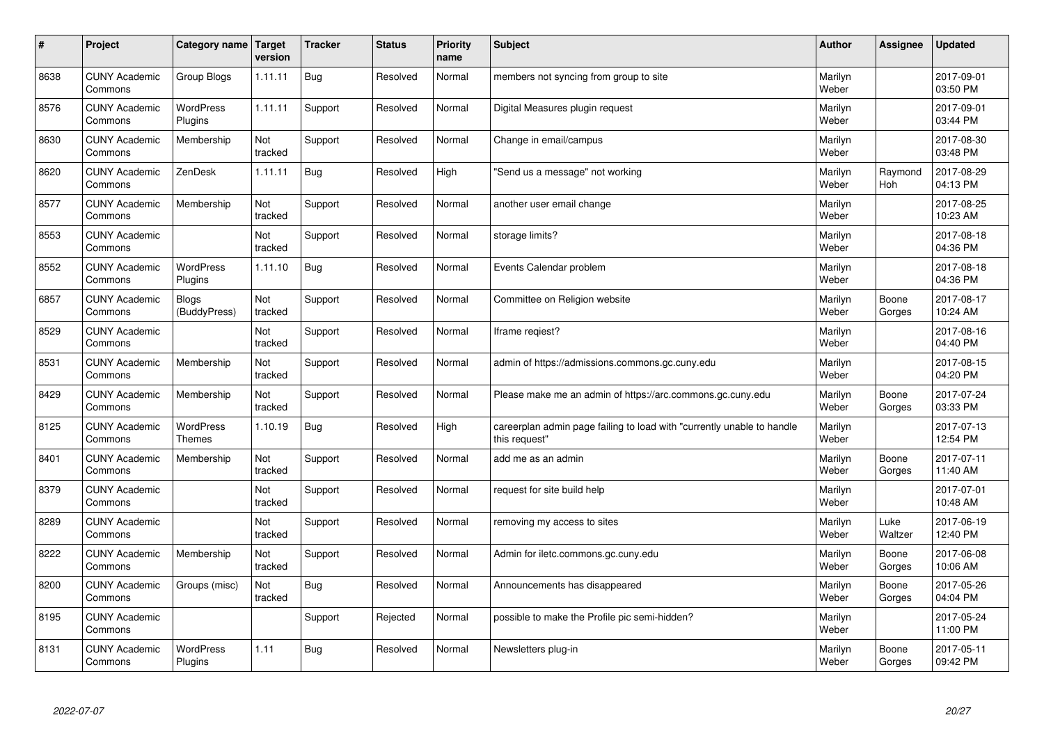| # | Project | Category name | Target version | Tracker | Status | Priority name | Subject | Author | Assignee | Updated |
|---|---|---|---|---|---|---|---|---|---|---|
| 8638 | CUNY Academic Commons | Group Blogs | 1.11.11 | Bug | Resolved | Normal | members not syncing from group to site | Marilyn Weber | | 2017-09-01 03:50 PM |
| 8576 | CUNY Academic Commons | WordPress Plugins | 1.11.11 | Support | Resolved | Normal | Digital Measures plugin request | Marilyn Weber | | 2017-09-01 03:44 PM |
| 8630 | CUNY Academic Commons | Membership | Not tracked | Support | Resolved | Normal | Change in email/campus | Marilyn Weber | | 2017-08-30 03:48 PM |
| 8620 | CUNY Academic Commons | ZenDesk | 1.11.11 | Bug | Resolved | High | "Send us a message" not working | Marilyn Weber | Raymond Hoh | 2017-08-29 04:13 PM |
| 8577 | CUNY Academic Commons | Membership | Not tracked | Support | Resolved | Normal | another user email change | Marilyn Weber | | 2017-08-25 10:23 AM |
| 8553 | CUNY Academic Commons | | Not tracked | Support | Resolved | Normal | storage limits? | Marilyn Weber | | 2017-08-18 04:36 PM |
| 8552 | CUNY Academic Commons | WordPress Plugins | 1.11.10 | Bug | Resolved | Normal | Events Calendar problem | Marilyn Weber | | 2017-08-18 04:36 PM |
| 6857 | CUNY Academic Commons | Blogs (BuddyPress) | Not tracked | Support | Resolved | Normal | Committee on Religion website | Marilyn Weber | Boone Gorges | 2017-08-17 10:24 AM |
| 8529 | CUNY Academic Commons | | Not tracked | Support | Resolved | Normal | Iframe reqiest? | Marilyn Weber | | 2017-08-16 04:40 PM |
| 8531 | CUNY Academic Commons | Membership | Not tracked | Support | Resolved | Normal | admin of https://admissions.commons.gc.cuny.edu | Marilyn Weber | | 2017-08-15 04:20 PM |
| 8429 | CUNY Academic Commons | Membership | Not tracked | Support | Resolved | Normal | Please make me an admin of https://arc.commons.gc.cuny.edu | Marilyn Weber | Boone Gorges | 2017-07-24 03:33 PM |
| 8125 | CUNY Academic Commons | WordPress Themes | 1.10.19 | Bug | Resolved | High | careerplan admin page failing to load with "currently unable to handle this request" | Marilyn Weber | | 2017-07-13 12:54 PM |
| 8401 | CUNY Academic Commons | Membership | Not tracked | Support | Resolved | Normal | add me as an admin | Marilyn Weber | Boone Gorges | 2017-07-11 11:40 AM |
| 8379 | CUNY Academic Commons | | Not tracked | Support | Resolved | Normal | request for site build help | Marilyn Weber | | 2017-07-01 10:48 AM |
| 8289 | CUNY Academic Commons | | Not tracked | Support | Resolved | Normal | removing my access to sites | Marilyn Weber | Luke Waltzer | 2017-06-19 12:40 PM |
| 8222 | CUNY Academic Commons | Membership | Not tracked | Support | Resolved | Normal | Admin for iletc.commons.gc.cuny.edu | Marilyn Weber | Boone Gorges | 2017-06-08 10:06 AM |
| 8200 | CUNY Academic Commons | Groups (misc) | Not tracked | Bug | Resolved | Normal | Announcements has disappeared | Marilyn Weber | Boone Gorges | 2017-05-26 04:04 PM |
| 8195 | CUNY Academic Commons | | | Support | Rejected | Normal | possible to make the Profile pic semi-hidden? | Marilyn Weber | | 2017-05-24 11:00 PM |
| 8131 | CUNY Academic Commons | WordPress Plugins | 1.11 | Bug | Resolved | Normal | Newsletters plug-in | Marilyn Weber | Boone Gorges | 2017-05-11 09:42 PM |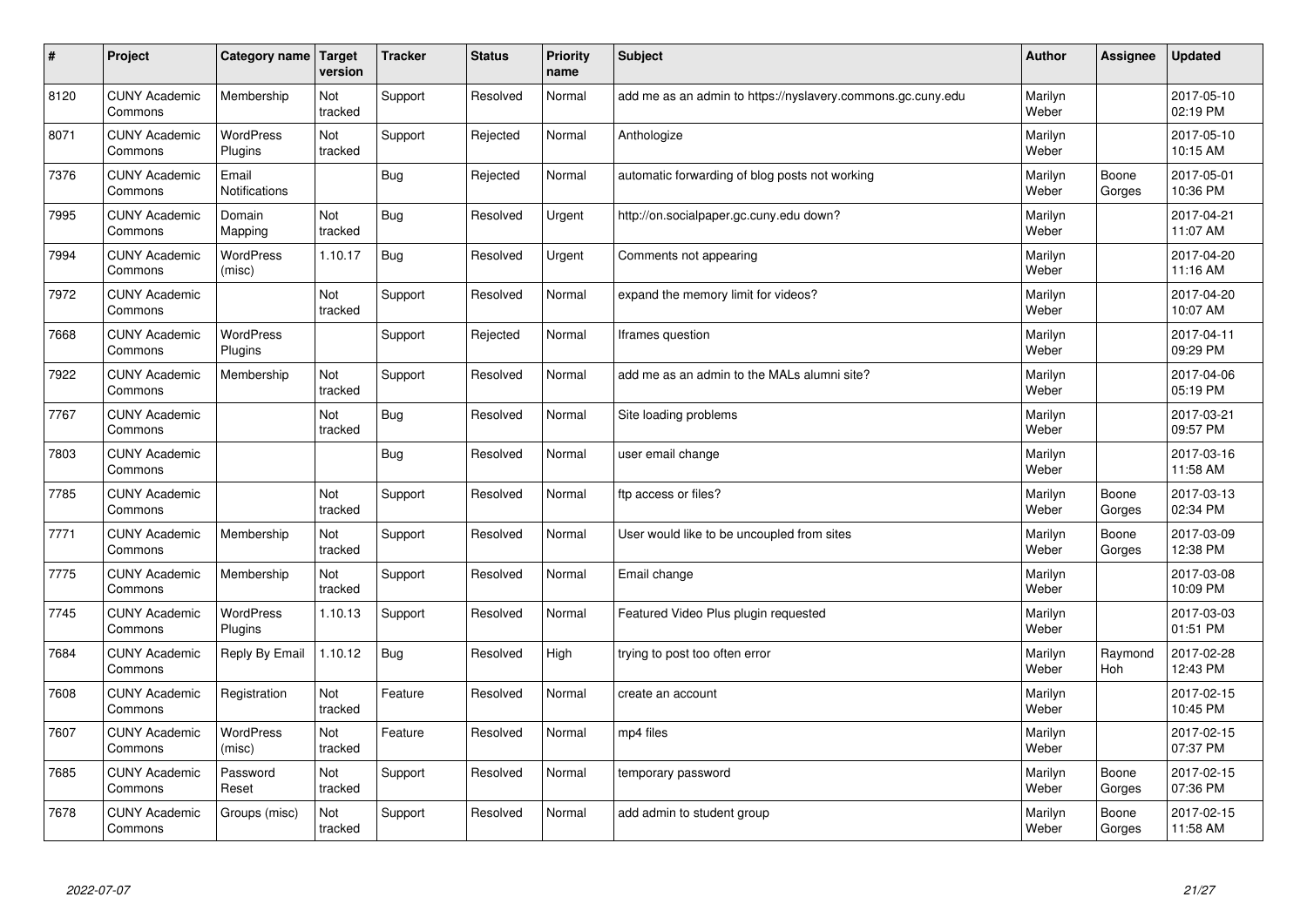| # | Project | Category name | Target version | Tracker | Status | Priority name | Subject | Author | Assignee | Updated |
|---|---|---|---|---|---|---|---|---|---|---|
| 8120 | CUNY Academic Commons | Membership | Not tracked | Support | Resolved | Normal | add me as an admin to https://nyslavery.commons.gc.cuny.edu | Marilyn Weber | | 2017-05-10 02:19 PM |
| 8071 | CUNY Academic Commons | WordPress Plugins | Not tracked | Support | Rejected | Normal | Anthologize | Marilyn Weber | | 2017-05-10 10:15 AM |
| 7376 | CUNY Academic Commons | Email Notifications | | Bug | Rejected | Normal | automatic forwarding of blog posts not working | Marilyn Weber | Boone Gorges | 2017-05-01 10:36 PM |
| 7995 | CUNY Academic Commons | Domain Mapping | Not tracked | Bug | Resolved | Urgent | http://on.socialpaper.gc.cuny.edu down? | Marilyn Weber | | 2017-04-21 11:07 AM |
| 7994 | CUNY Academic Commons | WordPress (misc) | 1.10.17 | Bug | Resolved | Urgent | Comments not appearing | Marilyn Weber | | 2017-04-20 11:16 AM |
| 7972 | CUNY Academic Commons | | Not tracked | Support | Resolved | Normal | expand the memory limit for videos? | Marilyn Weber | | 2017-04-20 10:07 AM |
| 7668 | CUNY Academic Commons | WordPress Plugins | | Support | Rejected | Normal | Iframes question | Marilyn Weber | | 2017-04-11 09:29 PM |
| 7922 | CUNY Academic Commons | Membership | Not tracked | Support | Resolved | Normal | add me as an admin to the MALs alumni site? | Marilyn Weber | | 2017-04-06 05:19 PM |
| 7767 | CUNY Academic Commons | | Not tracked | Bug | Resolved | Normal | Site loading problems | Marilyn Weber | | 2017-03-21 09:57 PM |
| 7803 | CUNY Academic Commons | | | Bug | Resolved | Normal | user email change | Marilyn Weber | | 2017-03-16 11:58 AM |
| 7785 | CUNY Academic Commons | | Not tracked | Support | Resolved | Normal | ftp access or files? | Marilyn Weber | Boone Gorges | 2017-03-13 02:34 PM |
| 7771 | CUNY Academic Commons | Membership | Not tracked | Support | Resolved | Normal | User would like to be uncoupled from sites | Marilyn Weber | Boone Gorges | 2017-03-09 12:38 PM |
| 7775 | CUNY Academic Commons | Membership | Not tracked | Support | Resolved | Normal | Email change | Marilyn Weber | | 2017-03-08 10:09 PM |
| 7745 | CUNY Academic Commons | WordPress Plugins | 1.10.13 | Support | Resolved | Normal | Featured Video Plus plugin requested | Marilyn Weber | | 2017-03-03 01:51 PM |
| 7684 | CUNY Academic Commons | Reply By Email | 1.10.12 | Bug | Resolved | High | trying to post too often error | Marilyn Weber | Raymond Hoh | 2017-02-28 12:43 PM |
| 7608 | CUNY Academic Commons | Registration | Not tracked | Feature | Resolved | Normal | create an account | Marilyn Weber | | 2017-02-15 10:45 PM |
| 7607 | CUNY Academic Commons | WordPress (misc) | Not tracked | Feature | Resolved | Normal | mp4 files | Marilyn Weber | | 2017-02-15 07:37 PM |
| 7685 | CUNY Academic Commons | Password Reset | Not tracked | Support | Resolved | Normal | temporary password | Marilyn Weber | Boone Gorges | 2017-02-15 07:36 PM |
| 7678 | CUNY Academic Commons | Groups (misc) | Not tracked | Support | Resolved | Normal | add admin to student group | Marilyn Weber | Boone Gorges | 2017-02-15 11:58 AM |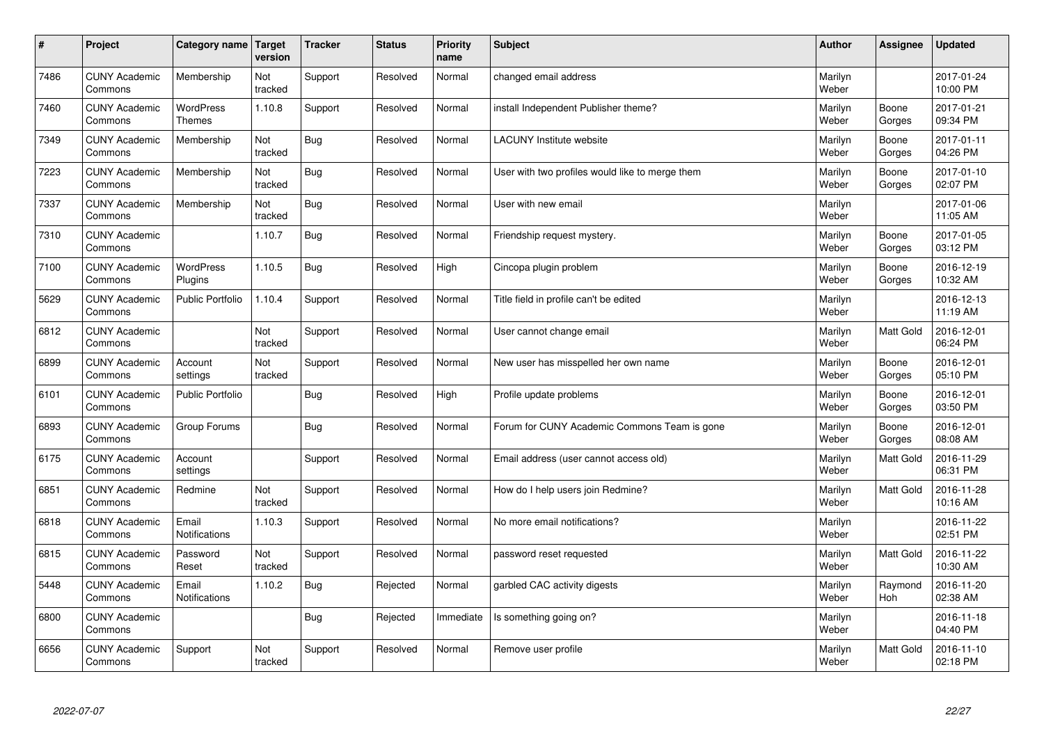| # | Project | Category name | Target version | Tracker | Status | Priority name | Subject | Author | Assignee | Updated |
|---|---|---|---|---|---|---|---|---|---|---|
| 7486 | CUNY Academic Commons | Membership | Not tracked | Support | Resolved | Normal | changed email address | Marilyn Weber | | 2017-01-24 10:00 PM |
| 7460 | CUNY Academic Commons | WordPress Themes | 1.10.8 | Support | Resolved | Normal | install Independent Publisher theme? | Marilyn Weber | Boone Gorges | 2017-01-21 09:34 PM |
| 7349 | CUNY Academic Commons | Membership | Not tracked | Bug | Resolved | Normal | LACUNY Institute website | Marilyn Weber | Boone Gorges | 2017-01-11 04:26 PM |
| 7223 | CUNY Academic Commons | Membership | Not tracked | Bug | Resolved | Normal | User with two profiles would like to merge them | Marilyn Weber | Boone Gorges | 2017-01-10 02:07 PM |
| 7337 | CUNY Academic Commons | Membership | Not tracked | Bug | Resolved | Normal | User with new email | Marilyn Weber | | 2017-01-06 11:05 AM |
| 7310 | CUNY Academic Commons | | 1.10.7 | Bug | Resolved | Normal | Friendship request mystery. | Marilyn Weber | Boone Gorges | 2017-01-05 03:12 PM |
| 7100 | CUNY Academic Commons | WordPress Plugins | 1.10.5 | Bug | Resolved | High | Cincopa plugin problem | Marilyn Weber | Boone Gorges | 2016-12-19 10:32 AM |
| 5629 | CUNY Academic Commons | Public Portfolio | 1.10.4 | Support | Resolved | Normal | Title field in profile can't be edited | Marilyn Weber | | 2016-12-13 11:19 AM |
| 6812 | CUNY Academic Commons | | Not tracked | Support | Resolved | Normal | User cannot change email | Marilyn Weber | Matt Gold | 2016-12-01 06:24 PM |
| 6899 | CUNY Academic Commons | Account settings | Not tracked | Support | Resolved | Normal | New user has misspelled her own name | Marilyn Weber | Boone Gorges | 2016-12-01 05:10 PM |
| 6101 | CUNY Academic Commons | Public Portfolio | | Bug | Resolved | High | Profile update problems | Marilyn Weber | Boone Gorges | 2016-12-01 03:50 PM |
| 6893 | CUNY Academic Commons | Group Forums | | Bug | Resolved | Normal | Forum for CUNY Academic Commons Team is gone | Marilyn Weber | Boone Gorges | 2016-12-01 08:08 AM |
| 6175 | CUNY Academic Commons | Account settings | | Support | Resolved | Normal | Email address (user cannot access old) | Marilyn Weber | Matt Gold | 2016-11-29 06:31 PM |
| 6851 | CUNY Academic Commons | Redmine | Not tracked | Support | Resolved | Normal | How do I help users join Redmine? | Marilyn Weber | Matt Gold | 2016-11-28 10:16 AM |
| 6818 | CUNY Academic Commons | Email Notifications | 1.10.3 | Support | Resolved | Normal | No more email notifications? | Marilyn Weber | | 2016-11-22 02:51 PM |
| 6815 | CUNY Academic Commons | Password Reset | Not tracked | Support | Resolved | Normal | password reset requested | Marilyn Weber | Matt Gold | 2016-11-22 10:30 AM |
| 5448 | CUNY Academic Commons | Email Notifications | 1.10.2 | Bug | Rejected | Normal | garbled CAC activity digests | Marilyn Weber | Raymond Hoh | 2016-11-20 02:38 AM |
| 6800 | CUNY Academic Commons | | | Bug | Rejected | Immediate | Is something going on? | Marilyn Weber | | 2016-11-18 04:40 PM |
| 6656 | CUNY Academic Commons | Support | Not tracked | Support | Resolved | Normal | Remove user profile | Marilyn Weber | Matt Gold | 2016-11-10 02:18 PM |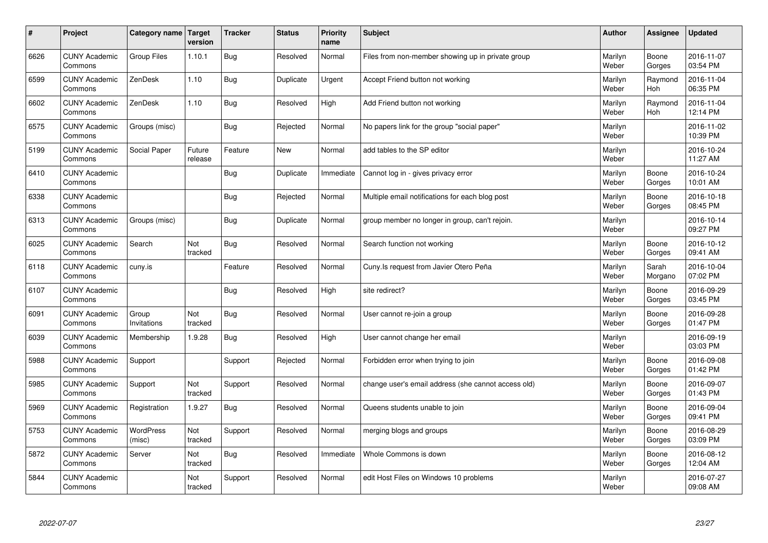| # | Project | Category name | Target version | Tracker | Status | Priority name | Subject | Author | Assignee | Updated |
|---|---|---|---|---|---|---|---|---|---|---|
| 6626 | CUNY Academic Commons | Group Files | 1.10.1 | Bug | Resolved | Normal | Files from non-member showing up in private group | Marilyn Weber | Boone Gorges | 2016-11-07 03:54 PM |
| 6599 | CUNY Academic Commons | ZenDesk | 1.10 | Bug | Duplicate | Urgent | Accept Friend button not working | Marilyn Weber | Raymond Hoh | 2016-11-04 06:35 PM |
| 6602 | CUNY Academic Commons | ZenDesk | 1.10 | Bug | Resolved | High | Add Friend button not working | Marilyn Weber | Raymond Hoh | 2016-11-04 12:14 PM |
| 6575 | CUNY Academic Commons | Groups (misc) | | Bug | Rejected | Normal | No papers link for the group "social paper" | Marilyn Weber | | 2016-11-02 10:39 PM |
| 5199 | CUNY Academic Commons | Social Paper | Future release | Feature | New | Normal | add tables to the SP editor | Marilyn Weber | | 2016-10-24 11:27 AM |
| 6410 | CUNY Academic Commons | | | Bug | Duplicate | Immediate | Cannot log in - gives privacy error | Marilyn Weber | Boone Gorges | 2016-10-24 10:01 AM |
| 6338 | CUNY Academic Commons | | | Bug | Rejected | Normal | Multiple email notifications for each blog post | Marilyn Weber | Boone Gorges | 2016-10-18 08:45 PM |
| 6313 | CUNY Academic Commons | Groups (misc) | | Bug | Duplicate | Normal | group member no longer in group, can't rejoin. | Marilyn Weber | | 2016-10-14 09:27 PM |
| 6025 | CUNY Academic Commons | Search | Not tracked | Bug | Resolved | Normal | Search function not working | Marilyn Weber | Boone Gorges | 2016-10-12 09:41 AM |
| 6118 | CUNY Academic Commons | cuny.is | | Feature | Resolved | Normal | Cuny.Is request from Javier Otero Peña | Marilyn Weber | Sarah Morgano | 2016-10-04 07:02 PM |
| 6107 | CUNY Academic Commons | | | Bug | Resolved | High | site redirect? | Marilyn Weber | Boone Gorges | 2016-09-29 03:45 PM |
| 6091 | CUNY Academic Commons | Group Invitations | Not tracked | Bug | Resolved | Normal | User cannot re-join a group | Marilyn Weber | Boone Gorges | 2016-09-28 01:47 PM |
| 6039 | CUNY Academic Commons | Membership | 1.9.28 | Bug | Resolved | High | User cannot change her email | Marilyn Weber | | 2016-09-19 03:03 PM |
| 5988 | CUNY Academic Commons | Support | | Support | Rejected | Normal | Forbidden error when trying to join | Marilyn Weber | Boone Gorges | 2016-09-08 01:42 PM |
| 5985 | CUNY Academic Commons | Support | Not tracked | Support | Resolved | Normal | change user's email address (she cannot access old) | Marilyn Weber | Boone Gorges | 2016-09-07 01:43 PM |
| 5969 | CUNY Academic Commons | Registration | 1.9.27 | Bug | Resolved | Normal | Queens students unable to join | Marilyn Weber | Boone Gorges | 2016-09-04 09:41 PM |
| 5753 | CUNY Academic Commons | WordPress (misc) | Not tracked | Support | Resolved | Normal | merging blogs and groups | Marilyn Weber | Boone Gorges | 2016-08-29 03:09 PM |
| 5872 | CUNY Academic Commons | Server | Not tracked | Bug | Resolved | Immediate | Whole Commons is down | Marilyn Weber | Boone Gorges | 2016-08-12 12:04 AM |
| 5844 | CUNY Academic Commons | | Not tracked | Support | Resolved | Normal | edit Host Files on Windows 10 problems | Marilyn Weber | | 2016-07-27 09:08 AM |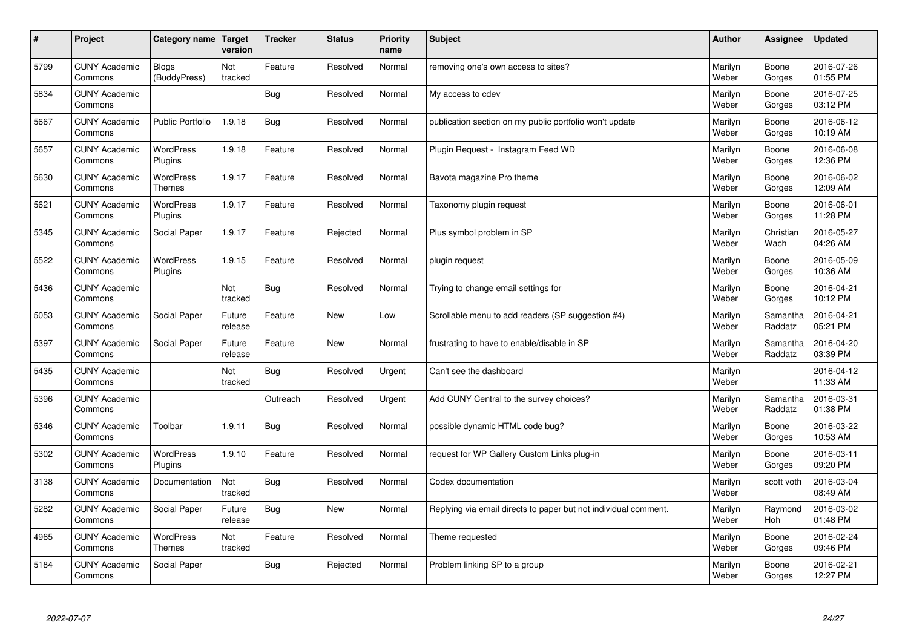| # | Project | Category name | Target version | Tracker | Status | Priority name | Subject | Author | Assignee | Updated |
|---|---|---|---|---|---|---|---|---|---|---|
| 5799 | CUNY Academic Commons | Blogs (BuddyPress) | Not tracked | Feature | Resolved | Normal | removing one's own access to sites? | Marilyn Weber | Boone Gorges | 2016-07-26 01:55 PM |
| 5834 | CUNY Academic Commons | | | Bug | Resolved | Normal | My access to cdev | Marilyn Weber | Boone Gorges | 2016-07-25 03:12 PM |
| 5667 | CUNY Academic Commons | Public Portfolio | 1.9.18 | Bug | Resolved | Normal | publication section on my public portfolio won't update | Marilyn Weber | Boone Gorges | 2016-06-12 10:19 AM |
| 5657 | CUNY Academic Commons | WordPress Plugins | 1.9.18 | Feature | Resolved | Normal | Plugin Request - Instagram Feed WD | Marilyn Weber | Boone Gorges | 2016-06-08 12:36 PM |
| 5630 | CUNY Academic Commons | WordPress Themes | 1.9.17 | Feature | Resolved | Normal | Bavota magazine Pro theme | Marilyn Weber | Boone Gorges | 2016-06-02 12:09 AM |
| 5621 | CUNY Academic Commons | WordPress Plugins | 1.9.17 | Feature | Resolved | Normal | Taxonomy plugin request | Marilyn Weber | Boone Gorges | 2016-06-01 11:28 PM |
| 5345 | CUNY Academic Commons | Social Paper | 1.9.17 | Feature | Rejected | Normal | Plus symbol problem in SP | Marilyn Weber | Christian Wach | 2016-05-27 04:26 AM |
| 5522 | CUNY Academic Commons | WordPress Plugins | 1.9.15 | Feature | Resolved | Normal | plugin request | Marilyn Weber | Boone Gorges | 2016-05-09 10:36 AM |
| 5436 | CUNY Academic Commons | | Not tracked | Bug | Resolved | Normal | Trying to change email settings for | Marilyn Weber | Boone Gorges | 2016-04-21 10:12 PM |
| 5053 | CUNY Academic Commons | Social Paper | Future release | Feature | New | Low | Scrollable menu to add readers (SP suggestion #4) | Marilyn Weber | Samantha Raddatz | 2016-04-21 05:21 PM |
| 5397 | CUNY Academic Commons | Social Paper | Future release | Feature | New | Normal | frustrating to have to enable/disable in SP | Marilyn Weber | Samantha Raddatz | 2016-04-20 03:39 PM |
| 5435 | CUNY Academic Commons | | Not tracked | Bug | Resolved | Urgent | Can't see the dashboard | Marilyn Weber | | 2016-04-12 11:33 AM |
| 5396 | CUNY Academic Commons | | | Outreach | Resolved | Urgent | Add CUNY Central to the survey choices? | Marilyn Weber | Samantha Raddatz | 2016-03-31 01:38 PM |
| 5346 | CUNY Academic Commons | Toolbar | 1.9.11 | Bug | Resolved | Normal | possible dynamic HTML code bug? | Marilyn Weber | Boone Gorges | 2016-03-22 10:53 AM |
| 5302 | CUNY Academic Commons | WordPress Plugins | 1.9.10 | Feature | Resolved | Normal | request for WP Gallery Custom Links plug-in | Marilyn Weber | Boone Gorges | 2016-03-11 09:20 PM |
| 3138 | CUNY Academic Commons | Documentation | Not tracked | Bug | Resolved | Normal | Codex documentation | Marilyn Weber | scott voth | 2016-03-04 08:49 AM |
| 5282 | CUNY Academic Commons | Social Paper | Future release | Bug | New | Normal | Replying via email directs to paper but not individual comment. | Marilyn Weber | Raymond Hoh | 2016-03-02 01:48 PM |
| 4965 | CUNY Academic Commons | WordPress Themes | Not tracked | Feature | Resolved | Normal | Theme requested | Marilyn Weber | Boone Gorges | 2016-02-24 09:46 PM |
| 5184 | CUNY Academic Commons | Social Paper | | Bug | Rejected | Normal | Problem linking SP to a group | Marilyn Weber | Boone Gorges | 2016-02-21 12:27 PM |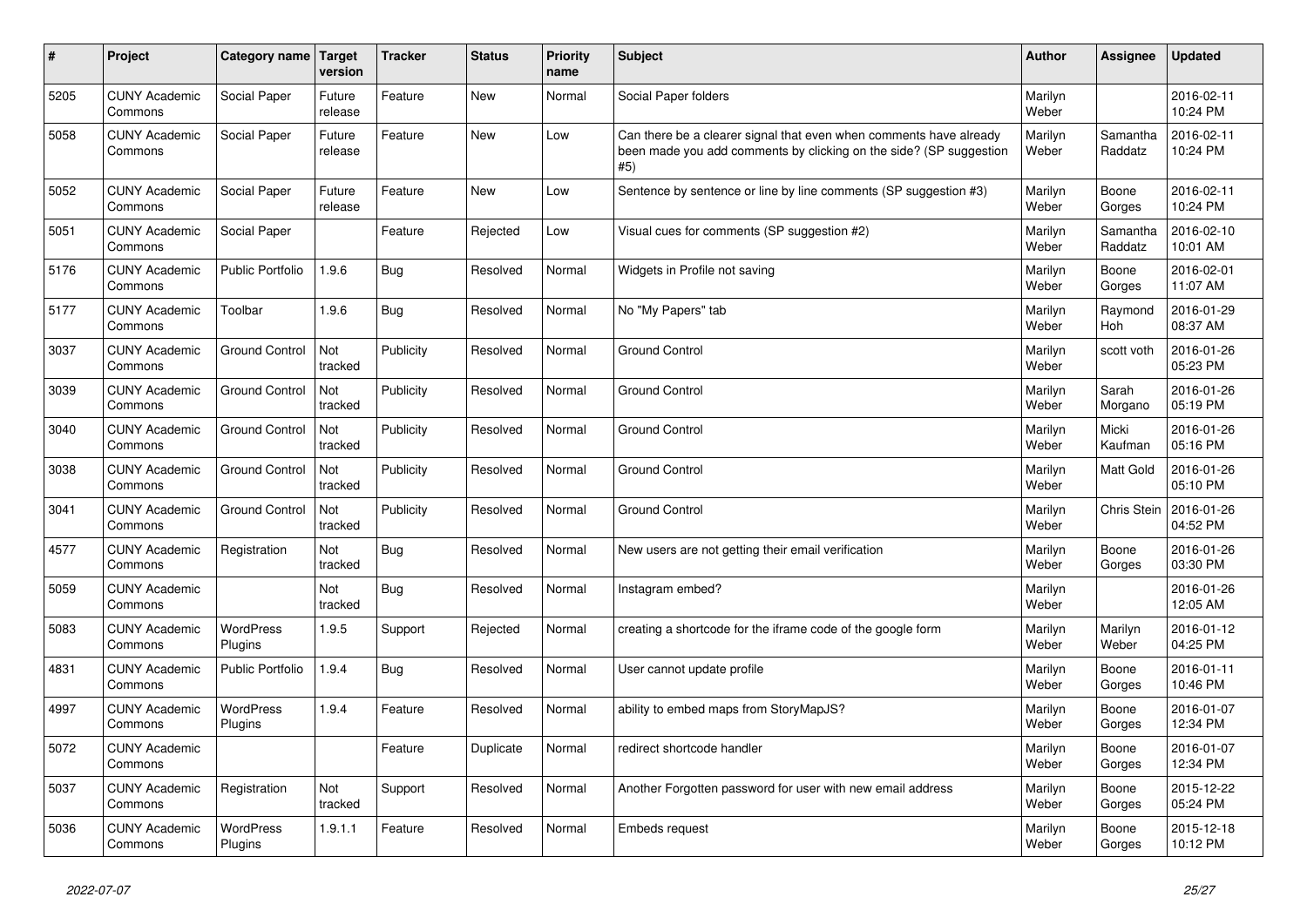| # | Project | Category name | Target version | Tracker | Status | Priority name | Subject | Author | Assignee | Updated |
|---|---|---|---|---|---|---|---|---|---|---|
| 5205 | CUNY Academic Commons | Social Paper | Future release | Feature | New | Normal | Social Paper folders | Marilyn Weber | | 2016-02-11 10:24 PM |
| 5058 | CUNY Academic Commons | Social Paper | Future release | Feature | New | Low | Can there be a clearer signal that even when comments have already been made you add comments by clicking on the side? (SP suggestion #5) | Marilyn Weber | Samantha Raddatz | 2016-02-11 10:24 PM |
| 5052 | CUNY Academic Commons | Social Paper | Future release | Feature | New | Low | Sentence by sentence or line by line comments (SP suggestion #3) | Marilyn Weber | Boone Gorges | 2016-02-11 10:24 PM |
| 5051 | CUNY Academic Commons | Social Paper | | Feature | Rejected | Low | Visual cues for comments (SP suggestion #2) | Marilyn Weber | Samantha Raddatz | 2016-02-10 10:01 AM |
| 5176 | CUNY Academic Commons | Public Portfolio | 1.9.6 | Bug | Resolved | Normal | Widgets in Profile not saving | Marilyn Weber | Boone Gorges | 2016-02-01 11:07 AM |
| 5177 | CUNY Academic Commons | Toolbar | 1.9.6 | Bug | Resolved | Normal | No "My Papers" tab | Marilyn Weber | Raymond Hoh | 2016-01-29 08:37 AM |
| 3037 | CUNY Academic Commons | Ground Control | Not tracked | Publicity | Resolved | Normal | Ground Control | Marilyn Weber | scott voth | 2016-01-26 05:23 PM |
| 3039 | CUNY Academic Commons | Ground Control | Not tracked | Publicity | Resolved | Normal | Ground Control | Marilyn Weber | Sarah Morgano | 2016-01-26 05:19 PM |
| 3040 | CUNY Academic Commons | Ground Control | Not tracked | Publicity | Resolved | Normal | Ground Control | Marilyn Weber | Micki Kaufman | 2016-01-26 05:16 PM |
| 3038 | CUNY Academic Commons | Ground Control | Not tracked | Publicity | Resolved | Normal | Ground Control | Marilyn Weber | Matt Gold | 2016-01-26 05:10 PM |
| 3041 | CUNY Academic Commons | Ground Control | Not tracked | Publicity | Resolved | Normal | Ground Control | Marilyn Weber | Chris Stein | 2016-01-26 04:52 PM |
| 4577 | CUNY Academic Commons | Registration | Not tracked | Bug | Resolved | Normal | New users are not getting their email verification | Marilyn Weber | Boone Gorges | 2016-01-26 03:30 PM |
| 5059 | CUNY Academic Commons | | Not tracked | Bug | Resolved | Normal | Instagram embed? | Marilyn Weber | | 2016-01-26 12:05 AM |
| 5083 | CUNY Academic Commons | WordPress Plugins | 1.9.5 | Support | Rejected | Normal | creating a shortcode for the iframe code of the google form | Marilyn Weber | Marilyn Weber | 2016-01-12 04:25 PM |
| 4831 | CUNY Academic Commons | Public Portfolio | 1.9.4 | Bug | Resolved | Normal | User cannot update profile | Marilyn Weber | Boone Gorges | 2016-01-11 10:46 PM |
| 4997 | CUNY Academic Commons | WordPress Plugins | 1.9.4 | Feature | Resolved | Normal | ability to embed maps from StoryMapJS? | Marilyn Weber | Boone Gorges | 2016-01-07 12:34 PM |
| 5072 | CUNY Academic Commons | | | Feature | Duplicate | Normal | redirect shortcode handler | Marilyn Weber | Boone Gorges | 2016-01-07 12:34 PM |
| 5037 | CUNY Academic Commons | Registration | Not tracked | Support | Resolved | Normal | Another Forgotten password for user with new email address | Marilyn Weber | Boone Gorges | 2015-12-22 05:24 PM |
| 5036 | CUNY Academic Commons | WordPress Plugins | 1.9.1.1 | Feature | Resolved | Normal | Embeds request | Marilyn Weber | Boone Gorges | 2015-12-18 10:12 PM |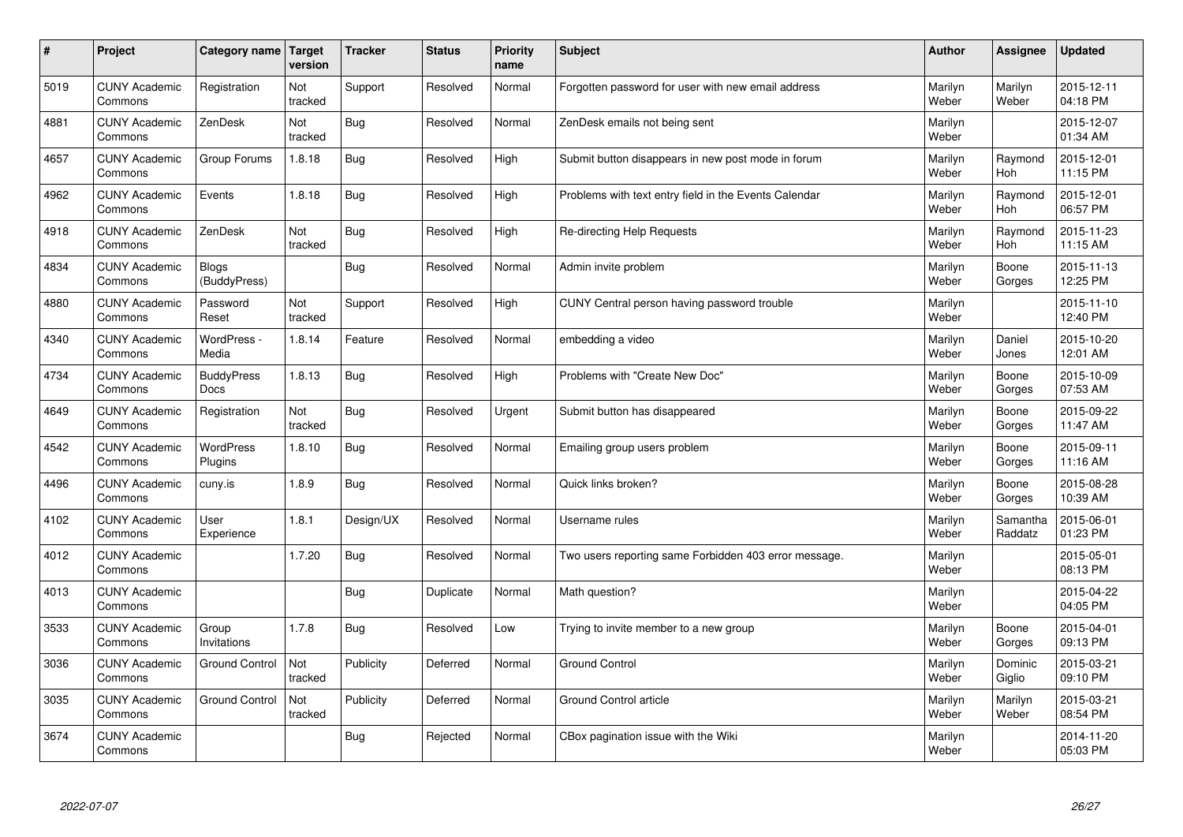| # | Project | Category name | Target version | Tracker | Status | Priority name | Subject | Author | Assignee | Updated |
|---|---|---|---|---|---|---|---|---|---|---|
| 5019 | CUNY Academic Commons | Registration | Not tracked | Support | Resolved | Normal | Forgotten password for user with new email address | Marilyn Weber | Marilyn Weber | 2015-12-11 04:18 PM |
| 4881 | CUNY Academic Commons | ZenDesk | Not tracked | Bug | Resolved | Normal | ZenDesk emails not being sent | Marilyn Weber | | 2015-12-07 01:34 AM |
| 4657 | CUNY Academic Commons | Group Forums | 1.8.18 | Bug | Resolved | High | Submit button disappears in new post mode in forum | Marilyn Weber | Raymond Hoh | 2015-12-01 11:15 PM |
| 4962 | CUNY Academic Commons | Events | 1.8.18 | Bug | Resolved | High | Problems with text entry field in the Events Calendar | Marilyn Weber | Raymond Hoh | 2015-12-01 06:57 PM |
| 4918 | CUNY Academic Commons | ZenDesk | Not tracked | Bug | Resolved | High | Re-directing Help Requests | Marilyn Weber | Raymond Hoh | 2015-11-23 11:15 AM |
| 4834 | CUNY Academic Commons | Blogs (BuddyPress) | | Bug | Resolved | Normal | Admin invite problem | Marilyn Weber | Boone Gorges | 2015-11-13 12:25 PM |
| 4880 | CUNY Academic Commons | Password Reset | Not tracked | Support | Resolved | High | CUNY Central person having password trouble | Marilyn Weber | | 2015-11-10 12:40 PM |
| 4340 | CUNY Academic Commons | WordPress - Media | 1.8.14 | Feature | Resolved | Normal | embedding a video | Marilyn Weber | Daniel Jones | 2015-10-20 12:01 AM |
| 4734 | CUNY Academic Commons | BuddyPress Docs | 1.8.13 | Bug | Resolved | High | Problems with "Create New Doc" | Marilyn Weber | Boone Gorges | 2015-10-09 07:53 AM |
| 4649 | CUNY Academic Commons | Registration | Not tracked | Bug | Resolved | Urgent | Submit button has disappeared | Marilyn Weber | Boone Gorges | 2015-09-22 11:47 AM |
| 4542 | CUNY Academic Commons | WordPress Plugins | 1.8.10 | Bug | Resolved | Normal | Emailing group users problem | Marilyn Weber | Boone Gorges | 2015-09-11 11:16 AM |
| 4496 | CUNY Academic Commons | cuny.is | 1.8.9 | Bug | Resolved | Normal | Quick links broken? | Marilyn Weber | Boone Gorges | 2015-08-28 10:39 AM |
| 4102 | CUNY Academic Commons | User Experience | 1.8.1 | Design/UX | Resolved | Normal | Username rules | Marilyn Weber | Samantha Raddatz | 2015-06-01 01:23 PM |
| 4012 | CUNY Academic Commons | | 1.7.20 | Bug | Resolved | Normal | Two users reporting same Forbidden 403 error message. | Marilyn Weber | | 2015-05-01 08:13 PM |
| 4013 | CUNY Academic Commons | | | Bug | Duplicate | Normal | Math question? | Marilyn Weber | | 2015-04-22 04:05 PM |
| 3533 | CUNY Academic Commons | Group Invitations | 1.7.8 | Bug | Resolved | Low | Trying to invite member to a new group | Marilyn Weber | Boone Gorges | 2015-04-01 09:13 PM |
| 3036 | CUNY Academic Commons | Ground Control | Not tracked | Publicity | Deferred | Normal | Ground Control | Marilyn Weber | Dominic Giglio | 2015-03-21 09:10 PM |
| 3035 | CUNY Academic Commons | Ground Control | Not tracked | Publicity | Deferred | Normal | Ground Control article | Marilyn Weber | Marilyn Weber | 2015-03-21 08:54 PM |
| 3674 | CUNY Academic Commons | | | Bug | Rejected | Normal | CBox pagination issue with the Wiki | Marilyn Weber | | 2014-11-20 05:03 PM |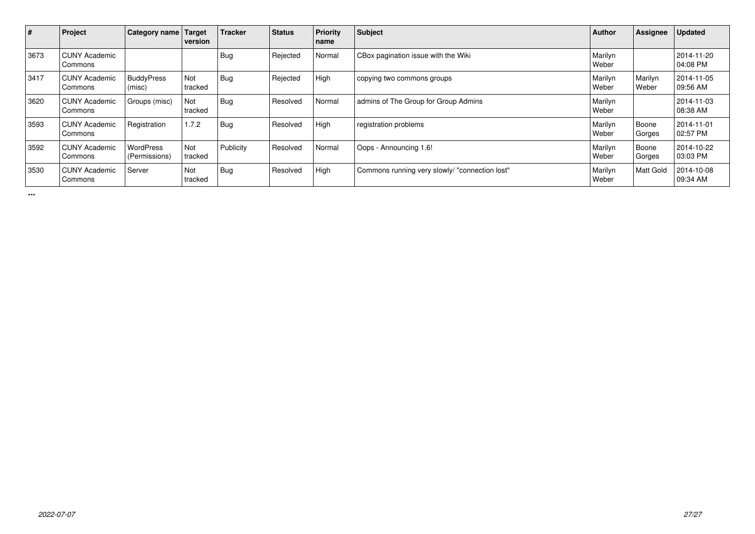| # | Project | Category name | Target version | Tracker | Status | Priority name | Subject | Author | Assignee | Updated |
|---|---|---|---|---|---|---|---|---|---|---|
| 3673 | CUNY Academic Commons | | | Bug | Rejected | Normal | CBox pagination issue with the Wiki | Marilyn Weber | | 2014-11-20 04:08 PM |
| 3417 | CUNY Academic Commons | BuddyPress (misc) | Not tracked | Bug | Rejected | High | copying two commons groups | Marilyn Weber | Marilyn Weber | 2014-11-05 09:56 AM |
| 3620 | CUNY Academic Commons | Groups (misc) | Not tracked | Bug | Resolved | Normal | admins of The Group for Group Admins | Marilyn Weber | | 2014-11-03 08:38 AM |
| 3593 | CUNY Academic Commons | Registration | 1.7.2 | Bug | Resolved | High | registration problems | Marilyn Weber | Boone Gorges | 2014-11-01 02:57 PM |
| 3592 | CUNY Academic Commons | WordPress (Permissions) | Not tracked | Publicity | Resolved | Normal | Oops - Announcing 1.6! | Marilyn Weber | Boone Gorges | 2014-10-22 03:03 PM |
| 3530 | CUNY Academic Commons | Server | Not tracked | Bug | Resolved | High | Commons running very slowly/ "connection lost" | Marilyn Weber | Matt Gold | 2014-10-08 09:34 AM |

...